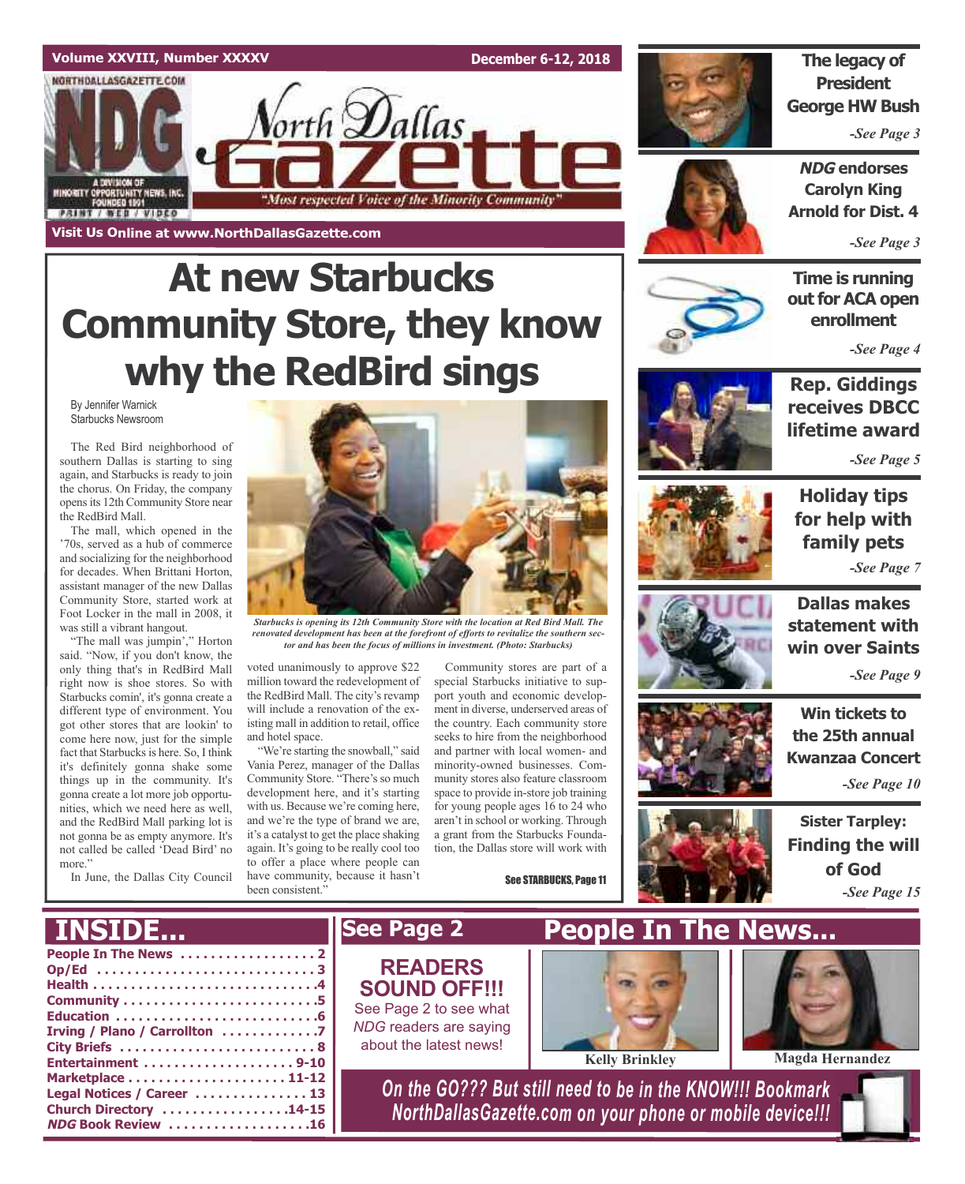Volume XXVIII, Number XXXXV | December 6-12, 2018

# North Dallas Gazette

"Most respected Voice of the Minority Community"

Visit Us Online at www.NorthDallasGazette.com

# At new Starbucks Community Store, they know why the RedBird sings

By Jennifer Warnick
Starbucks Newsroom

The Red Bird neighborhood of southern Dallas is starting to sing again, and Starbucks is ready to join the chorus. On Friday, the company opens its 12th Community Store near the RedBird Mall.

The mall, which opened in the '70s, served as a hub of commerce and socializing for the neighborhood for decades. When Brittani Horton, assistant manager of the new Dallas Community Store, started work at Foot Locker in the mall in 2008, it was still a vibrant hangout.

"The mall was jumpin'," Horton said. "Now, if you don't know, the only thing that's in RedBird Mall right now is shoe stores. So with Starbucks comin', it's gonna create a different type of environment. You got other stores that are lookin' to come here now, just for the simple fact that Starbucks is here. So, I think it's definitely gonna shake some things up in the community. It's gonna create a lot more job opportunities, which we need here as well, and the RedBird Mall parking lot is not gonna be as empty anymore. It's not called be called 'Dead Bird' no more."

In June, the Dallas City Council voted unanimously to approve $22 million toward the redevelopment of the RedBird Mall. The city's revamp will include a renovation of the existing mall in addition to retail, office and hotel space.

*Starbucks is opening its 12th Community Store with the location at Red Bird Mall. The renovated development has been at the forefront of efforts to revitalize the southern sector and has been the focus of millions in investment. (Photo: Starbucks)*

"We're starting the snowball," said Vania Perez, manager of the Dallas Community Store. "There's so much development here, and it's starting with us. Because we're coming here, and we're the type of brand we are, it's a catalyst to get the place shaking again. It's going to be really cool too to offer a place where people can have community, because it hasn't been consistent."

Community stores are part of a special Starbucks initiative to support youth and economic development in diverse, underserved areas of the country. Each community store seeks to hire from the neighborhood and partner with local women- and minority-owned businesses. Community stores also feature classroom space to provide in-store job training for young people ages 16 to 24 who aren't in school or working. Through a grant from the Starbucks Foundation, the Dallas store will work with

See STARBUCKS, Page 11

---

**The legacy of President George HW Bush** — *See Page 3*

***NDG* endorses Carolyn King Arnold for Dist. 4** — *See Page 3*

**Time is running out for ACA open enrollment** — *See Page 4*

**Rep. Giddings receives DBCC lifetime award** — *See Page 5*

**Holiday tips for help with family pets** — *See Page 7*

**Dallas makes statement with win over Saints** — *See Page 9*

**Win tickets to the 25th annual Kwanzaa Concert** — *See Page 10*

**Sister Tarpley: Finding the will of God** — *See Page 15*

---

## INSIDE...

- People In The News .................. 2
- Op/Ed .................................. 3
- Health .................................. 4
- Community .............................. 5
- Education ................................ 6
- Irving / Plano / Carrollton ............ 7
- City Briefs .............................. 8
- Entertainment ...................... 9-10
- Marketplace ........................ 11-12
- Legal Notices / Career ................ 13
- Church Directory ................... 14-15
- *NDG* Book Review ..................... 16

## See Page 2

**READERS SOUND OFF!!!**

See Page 2 to see what *NDG* readers are saying about the latest news!

## People In The News...

Kelly Brinkley

Magda Hernandez

*On the GO??? But still need to be in the KNOW!!! Bookmark NorthDallasGazette.com on your phone or mobile device!!!*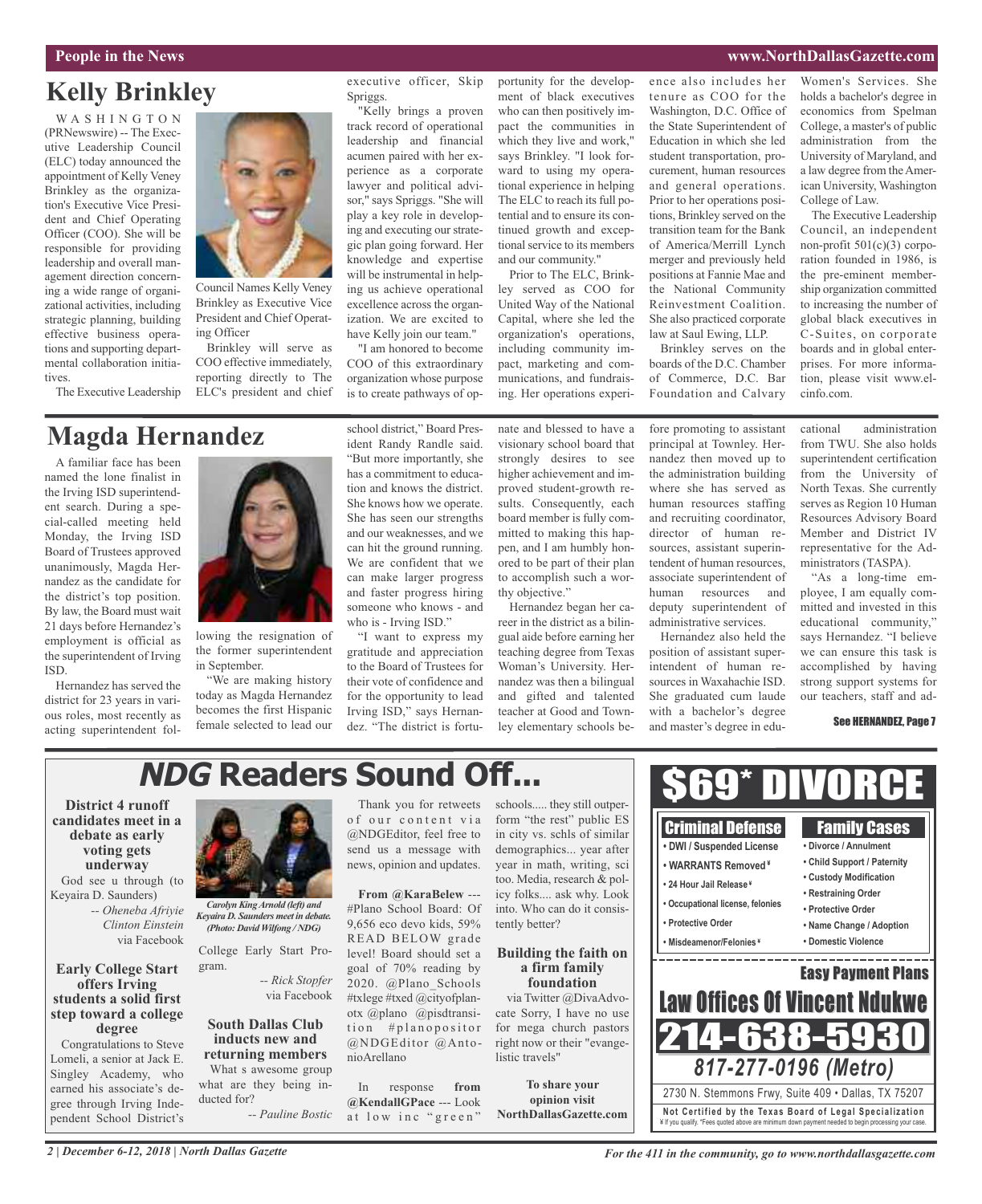# Kelly Brinkley

WASHINGTON (PRNewswire) -- The Executive Leadership Council (ELC) today announced the appointment of Kelly Veney Brinkley as the organization's Executive Vice President and Chief Operating Officer (COO). She will be responsible for providing leadership and overall management direction concerning a wide range of organizational activities, including strategic planning, building effective business operations and supporting departmental collaboration initiatives.

Council Names Kelly Veney Brinkley as Executive Vice President and Chief Operating Officer

The Executive Leadership Brinkley will serve as COO effective immediately, reporting directly to The ELC's president and chief executive officer, Skip Spriggs.

"Kelly brings a proven track record of operational leadership and financial acumen paired with her experience as a corporate lawyer and political advisor," says Spriggs. "She will play a key role in developing and executing our strategic plan going forward. Her knowledge and expertise will be instrumental in helping us achieve operational excellence across the organization. We are excited to have Kelly join our team."

"I am honored to become COO of this extraordinary organization whose purpose is to create pathways of opportunity for the development of black executives who can then positively impact the communities in which they live and work," says Brinkley. "I look forward to using my operational experience in helping The ELC to reach its full potential and to ensure its continued growth and exceptional service to its members and our community."

Prior to The ELC, Brinkley served as COO for United Way of the National Capital, where she led the organization's operations, including community impact, marketing and communications, and fundraising. Her operations experience also includes her tenure as COO for the Washington, D.C. Office of the State Superintendent of Education in which she led student transportation, procurement, human resources and general operations. Prior to her operations positions, Brinkley served on the transition team for the Bank of America/Merrill Lynch merger and previously held positions at Fannie Mae and the National Community Reinvestment Coalition. She also practiced corporate law at Saul Ewing, LLP.

Brinkley serves on the boards of the D.C. Chamber of Commerce, D.C. Bar Foundation and Calvary Women's Services. She holds a bachelor's degree in economics from Spelman College, a master's of public administration from the University of Maryland, and a law degree from the American University, Washington College of Law.

The Executive Leadership Council, an independent non-profit 501(c)(3) corporation founded in 1986, is the pre-eminent membership organization committed to increasing the number of global black executives in C-Suites, on corporate boards and in global enterprises. For more information, please visit www.elcinfo.com.

# Magda Hernandez

A familiar face has been named the lone finalist in the Irving ISD superintendent search. During a special-called meeting held Monday, the Irving ISD Board of Trustees approved unanimously, Magda Hernandez as the candidate for the district's top position. By law, the Board must wait 21 days before Hernandez's employment is official as the superintendent of Irving ISD.

Hernandez has served the district for 23 years in various roles, most recently as acting superintendent following the resignation of the former superintendent in September.

"We are making history today as Magda Hernandez becomes the first Hispanic female selected to lead our school district," Board President Randy Randle said. "But more importantly, she has a commitment to education and knows the district. She knows how we operate. She has seen our strengths and our weaknesses, and we can hit the ground running. We are confident that we can make larger progress and faster progress hiring someone who knows - and who is - Irving ISD."

"I want to express my gratitude and appreciation to the Board of Trustees for their vote of confidence and for the opportunity to lead Irving ISD," says Hernandez. "The district is fortunate and blessed to have a visionary school board that strongly desires to see higher achievement and improved student-growth results. Consequently, each board member is fully committed to making this happen, and I am humbly honored to be part of their plan to accomplish such a worthy objective."

Hernandez began her career in the district as a bilingual aide before earning her teaching degree from Texas Woman's University. Hernandez was then a bilingual and gifted and talented teacher at Good and Townley elementary schools before promoting to assistant principal at Townley. Hernandez then moved up to the administration building where she has served as human resources staffing and recruiting coordinator, director of human resources, assistant superintendent of human resources, associate superintendent of human resources and deputy superintendent of administrative services.

Hernandez also held the position of assistant superintendent of human resources in Waxahachie ISD. She graduated cum laude with a bachelor's degree and master's degree in educational administration from TWU. She also holds superintendent certification from the University of North Texas. She currently serves as Region 10 Human Resources Advisory Board Member and District IV representative for the Administrators (TASPA).

"As a long-time employee, I am equally committed and invested in this educational community," says Hernandez. "I believe we can ensure this task is accomplished by having strong support systems for our teachers, staff and ad-

See HERNANDEZ, Page 7

# *NDG* Readers Sound Off...

**District 4 runoff candidates meet in a debate as early voting gets underway**

God see u through (to Keyaira D. Saunders)

*-- Oheneba Afriyie Clinton Einstein* via Facebook

*Carolyn King Arnold (left) and Keyaira D. Saunders meet in debate. (Photo: David Wilfong / NDG)*

**Early College Start offers Irving students a solid first step toward a college degree**

Congratulations to Steve Lomeli, a senior at Jack E. Singley Academy, who earned his associate's degree through Irving Independent School District's College Early Start Program.

*-- Rick Stopfer* via Facebook

**South Dallas Club inducts new and returning members**

What s awesome group what are they being inducted for?

*-- Pauline Bostic*

Thank you for retweets of our content via @NDGEditor, feel free to send us a message with news, opinion and updates.

**From @KaraBelew** --- #Plano School Board: Of 9,656 eco devo kids, 59% READ BELOW grade level! Board should set a goal of 70% reading by 2020. @Plano_Schools #txlege #txed @cityofplanotx @plano @pisdtransition #planopositor @NDGEditor @AntonioArellano

In response **from @KendallGPace** --- Look at low inc "green" schools..... they still outperform "the rest" public ES in city vs. schls of similar demographics... year after year in math, writing, sci too. Media, research & policy folks.... ask why. Look into. Who can do it consistently better?

**Building the faith on a firm family foundation**

via Twitter @DivaAdvocate Sorry, I have no use for mega church pastors right now or their "evangelistic travels"

**To share your opinion visit NorthDallasGazette.com**

# $69* DIVORCE

**Criminal Defense**
- DWI / Suspended License
- WARRANTS Removed¥
- 24 Hour Jail Release¥
- Occupational license, felonies
- Protective Order
- Misdeamenor/Felonies¥

**Family Cases**
- Divorce / Annulment
- Child Support / Paternity
- Custody Modification
- Restraining Order
- Protective Order
- Name Change / Adoption
- Domestic Violence

**Easy Payment Plans**

**Law Offices Of Vincent Ndukwe**

**214-638-5930**

***817-277-0196 (Metro)***

2730 N. Stemmons Frwy, Suite 409 • Dallas, TX 75207

**Not Certified by the Texas Board of Legal Specialization**
¥ If you qualify. *Fees quoted above are minimum down payment needed to begin processing your case.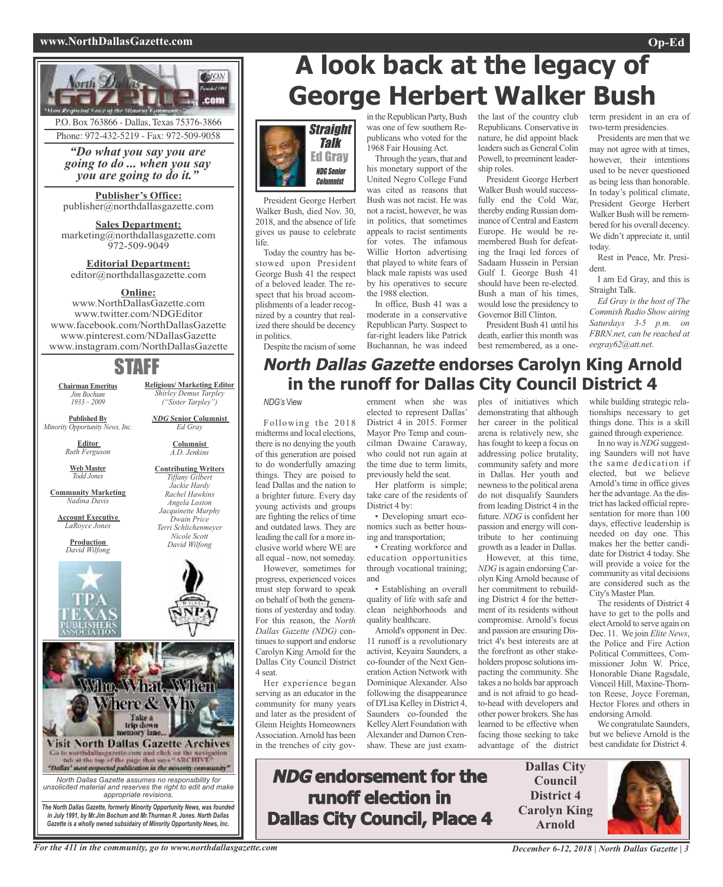P.O. Box 763866 - Dallas, Texas 75376-3866

Phone: 972-432-5219 - Fax: 972-509-9058

*"Do what you say you are going to do ... when you say you are going to do it."*

**Publisher's Office:**
publisher@northdallasgazette.com

**Sales Department:**
marketing@northdallasgazette.com
972-509-9049

**Editorial Department:**
editor@northdallasgazette.com

**Online:**
www.NorthDallasGazette.com
www.twitter.com/NDGEditor
www.facebook.com/NorthDallasGazette
www.pinterest.com/NDallasGazette
www.instagram.com/NorthDallasGazette

## STAFF

**Chairman Emeritus**
*Jim Bochum 1933 – 2009*

**Published By**
*Minority Opportunity News, Inc.*

**Editor**
*Ruth Ferguson*

**Web Master**
*Todd Jones*

**Community Marketing**
*Nadina Davis*

**Account Executive**
*LaRoyce Jones*

**Production**
*David Wilfong*

**Religious/ Marketing Editor**
*Shirley Demus Tarpley ("Sister Tarpley")*

***NDG* Senior Columnist**
*Ed Gray*

**Columnist**
*A.D. Jenkins*

**Contributing Writers**
*Tiffany Gilbert*
*Jackie Hardy*
*Rachel Hawkins*
*Angela Loston*
*Jacquinette Murphy*
*Dwain Price*
*Terri Schlichenmeyer*
*Nicole Scott*
*David Wilfong*

Who, What, When Where & Why

Take a trip down memory lane...

Visit North Dallas Gazette Archives

Go to northdallasgazette.com and click on the navigation tab at the top of the page that says "ARCHIVE"

"Dallas' most respected publication in the minority community"

*North Dallas Gazette assumes no responsibility for unsolicited material and reserves the right to edit and make appropriate revisions.*

***The North Dallas Gazette, formerly Minority Opportunity News, was founded in July 1991, by Mr.Jim Bochum and Mr.Thurman R. Jones. North Dallas Gazette is a wholly owned subsidairy of Minority Opportunity News, Inc.***

# A look back at the legacy of George Herbert Walker Bush

**Straight Talk**
**Ed Gray**
*NDG Senior Columnist*

President George Herbert Walker Bush, died Nov. 30, 2018, and the absence of life gives us pause to celebrate life.

Today the country has bestowed upon President George Bush 41 the respect of a beloved leader. The respect that his broad accomplishments of a leader recognized by a country that realized there should be decency in politics.

Despite the racism of some in the Republican Party, Bush was one of few southern Republicans who voted for the 1968 Fair Housing Act.

Through the years, that and his monetary support of the United Negro College Fund was cited as reasons that Bush was not racist. He was not a racist, however, he was in politics, that sometimes appeals to racist sentiments for votes. The infamous Willie Horton advertising that played to white fears of black male rapists was used by his operatives to secure the 1988 election.

In office, Bush 41 was a moderate in a conservative Republican Party. Suspect to far-right leaders like Patrick Buchannan, he was indeed the last of the country club Republicans. Conservative in nature, he did appoint black leaders such as General Colin Powell, to preeminent leadership roles.

President George Herbert Walker Bush would successfully end the Cold War, thereby ending Russian dominance of Central and Eastern Europe. He would be remembered Bush for defeating the Iraqi led forces of Sadaam Hussein in Persian Gulf I. George Bush 41 should have been re-elected. Bush a man of his times, would lose the presidency to Governor Bill Clinton.

President Bush 41 until his death, earlier this month was best remembered, as a one-term president in an era of two-term presidencies.

Presidents are men that we may not agree with at times, however, their intentions used to be never questioned as being less than honorable. In today's political climate, President George Herbert Walker Bush will be remembered for his overall decency. We didn't appreciate it, until today.

Rest in Peace, Mr. President.

I am Ed Gray, and this is Straight Talk.

*Ed Gray is the host of The Commish Radio Show airing Saturdays 3-5 p.m. on FBRN.net, can be reached at eegray62@att.net.*

# *North Dallas Gazette* endorses Carolyn King Arnold in the runoff for Dallas City Council District 4

*NDG's* View

Following the 2018 midterms and local elections, there is no denying the youth of this generation are poised to do wonderfully amazing things. They are poised to lead Dallas and the nation to a brighter future. Every day young activists and groups are fighting the relics of time and outdated laws. They are leading the call for a more inclusive world where WE are all equal - now, not someday.

However, sometimes for progress, experienced voices must step forward to speak on behalf of both the generations of yesterday and today. For this reason, the *North Dallas Gazette (NDG)* continues to support and endorse Carolyn King Arnold for the Dallas City Council District 4 seat.

Her experience began serving as an educator in the community for many years and later as the president of Glenn Heights Homeowners Association. Arnold has been in the trenches of city government when she was elected to represent Dallas' District 4 in 2015. Former Mayor Pro Temp and councilman Dwaine Caraway, who could not run again at the time due to term limits, previously held the seat.

Her platform is simple; take care of the residents of District 4 by:

• Developing smart economics such as better housing and transportation;

• Creating workforce and education opportunities through vocational training; and

• Establishing an overall quality of life with safe and clean neighborhoods and quality healthcare.

Arnold's opponent in Dec. 11 runoff is a revolutionary activist, Keyaira Saunders, a co-founder of the Next Generation Action Network with Dominique Alexander. Also following the disappearance of D'Lisa Kelley in District 4, Saunders co-founded the Kelley Alert Foundation with Alexander and Damon Crenshaw. These are just examples of initiatives which demonstrating that although her career in the political arena is relatively new, she has fought to keep a focus on addressing police brutality, community safety and more in Dallas. Her youth and newness to the political arena do not disqualify Saunders from leading District 4 in the future. *NDG* is confident her passion and energy will contribute to her continuing growth as a leader in Dallas.

However, at this time, *NDG* is again endorsing Carolyn King Arnold because of her commitment to rebuilding District 4 for the betterment of its residents without compromise. Arnold's focus and passion are ensuring District 4's best interests are at the forefront as other stakeholders propose solutions impacting the community. She takes a no holds bar approach and is not afraid to go head-to-head with developers and other power brokers. She has learned to be effective when facing those seeking to take advantage of the district while building strategic relationships necessary to get things done. This is a skill gained through experience.

In no way is *NDG* suggesting Saunders will not have the same dedication if elected, but we believe Arnold's time in office gives her the advantage. As the district has lacked official representation for more than 100 days, effective leadership is needed on day one. This makes her the better candidate for District 4 today. She will provide a voice for the community as vital decisions are considered such as the City's Master Plan.

The residents of District 4 have to get to the polls and elect Arnold to serve again on Dec. 11. We join *Elite News*, the Police and Fire Action Political Committees, Commissioner John W. Price, Honorable Diane Ragsdale, Vonceil Hill, Maxine-Thornton Reese, Joyce Foreman, Hector Flores and others in endorsing Arnold.

We congratulate Saunders, but we believe Arnold is the best candidate for District 4.

**_NDG_ endorsement for the runoff election in Dallas City Council, Place 4**

**Dallas City Council District 4**
**Carolyn King Arnold**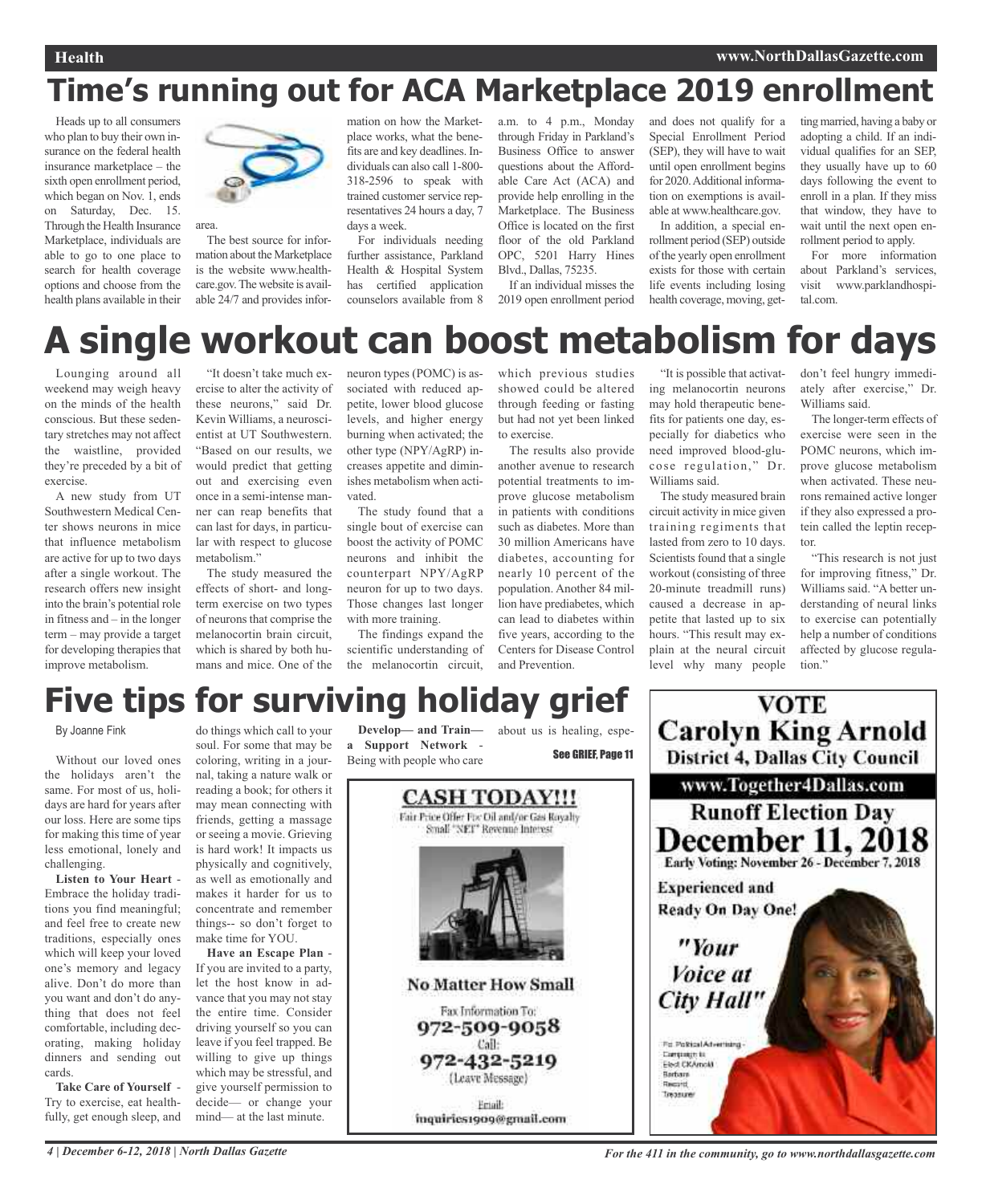# Time's running out for ACA Marketplace 2019 enrollment

Heads up to all consumers who plan to buy their own insurance on the federal health insurance marketplace – the sixth open enrollment period, which began on Nov. 1, ends on Saturday, Dec. 15. Through the Health Insurance Marketplace, individuals are able to go to one place to search for health coverage options and choose from the health plans available in their area.

The best source for information about the Marketplace is the website www.healthcare.gov. The website is available 24/7 and provides information on how the Marketplace works, what the benefits are and key deadlines. Individuals can also call 1-800-318-2596 to speak with trained customer service representatives 24 hours a day, 7 days a week.

For individuals needing further assistance, Parkland Health & Hospital System has certified application counselors available from 8 a.m. to 4 p.m., Monday through Friday in Parkland's Business Office to answer questions about the Affordable Care Act (ACA) and provide help enrolling in the Marketplace. The Business Office is located on the first floor of the old Parkland OPC, 5201 Harry Hines Blvd., Dallas, 75235.

If an individual misses the 2019 open enrollment period and does not qualify for a Special Enrollment Period (SEP), they will have to wait until open enrollment begins for 2020. Additional information on exemptions is available at www.healthcare.gov.

In addition, a special enrollment period (SEP) outside of the yearly open enrollment exists for those with certain life events including losing health coverage, moving, getting married, having a baby or adopting a child. If an individual qualifies for an SEP, they usually have up to 60 days following the event to enroll in a plan. If they miss that window, they have to wait until the next open enrollment period to apply.

For more information about Parkland's services, visit www.parklandhospital.com.

# A single workout can boost metabolism for days

Lounging around all weekend may weigh heavy on the minds of the health conscious. But these sedentary stretches may not affect the waistline, provided they're preceded by a bit of exercise.

A new study from UT Southwestern Medical Center shows neurons in mice that influence metabolism are active for up to two days after a single workout. The research offers new insight into the brain's potential role in fitness and – in the longer term – may provide a target for developing therapies that improve metabolism.

"It doesn't take much exercise to alter the activity of these neurons," said Dr. Kevin Williams, a neuroscientist at UT Southwestern. "Based on our results, we would predict that getting out and exercising even once in a semi-intense manner can reap benefits that can last for days, in particular with respect to glucose metabolism."

The study measured the effects of short- and long-term exercise on two types of neurons that comprise the melanocortin brain circuit, which is shared by both humans and mice. One of the neuron types (POMC) is associated with reduced appetite, lower blood glucose levels, and higher energy burning when activated; the other type (NPY/AgRP) increases appetite and diminishes metabolism when activated.

The study found that a single bout of exercise can boost the activity of POMC neurons and inhibit the counterpart NPY/AgRP neuron for up to two days. Those changes last longer with more training.

The findings expand the scientific understanding of the melanocortin circuit, which previous studies showed could be altered through feeding or fasting but had not yet been linked to exercise.

The results also provide another avenue to research potential treatments to improve glucose metabolism in patients with conditions such as diabetes. More than 30 million Americans have diabetes, accounting for nearly 10 percent of the population. Another 84 million have prediabetes, which can lead to diabetes within five years, according to the Centers for Disease Control and Prevention.

"It is possible that activating melanocortin neurons may hold therapeutic benefits for patients one day, especially for diabetics who need improved blood-glucose regulation," Dr. Williams said.

The study measured brain circuit activity in mice given training regiments that lasted from zero to 10 days. Scientists found that a single workout (consisting of three 20-minute treadmill runs) caused a decrease in appetite that lasted up to six hours. "This result may explain at the neural circuit level why many people don't feel hungry immediately after exercise," Dr. Williams said.

The longer-term effects of exercise were seen in the POMC neurons, which improve glucose metabolism when activated. These neurons remained active longer if they also expressed a protein called the leptin receptor.

"This research is not just for improving fitness," Dr. Williams said. "A better understanding of neural links to exercise can potentially help a number of conditions affected by glucose regulation."

# Five tips for surviving holiday grief

By Joanne Fink

Without our loved ones the holidays aren't the same. For most of us, holidays are hard for years after our loss. Here are some tips for making this time of year less emotional, lonely and challenging.

**Listen to Your Heart** - Embrace the holiday traditions you find meaningful; and feel free to create new traditions, especially ones which will keep your loved one's memory and legacy alive. Don't do more than you want and don't do anything that does not feel comfortable, including decorating, making holiday dinners and sending out cards.

**Take Care of Yourself** - Try to exercise, eat healthfully, get enough sleep, and do things which call to your soul. For some that may be coloring, writing in a journal, taking a nature walk or reading a book; for others it may mean connecting with friends, getting a massage or seeing a movie. Grieving is hard work! It impacts us physically and cognitively, as well as emotionally and makes it harder for us to concentrate and remember things-- so don't forget to make time for YOU.

**Have an Escape Plan** - If you are invited to a party, let the host know in advance that you may not stay the entire time. Consider driving yourself so you can leave if you feel trapped. Be willing to give up things which may be stressful, and give yourself permission to decide— or change your mind— at the last minute.

**Develop— and Train— a Support Network** - Being with people who care about us is healing, espe-

See GRIEF, Page 11

**CASH TODAY!!!**

Fair Price Offer For Oil and/or Gas Royalty Small "NET" Revenue Interest

**No Matter How Small**

Fax Information To: 972-509-9058

Call: 972-432-5219 (Leave Message)

Email: inquiries1909@gmail.com

**VOTE Carolyn King Arnold**

**District 4, Dallas City Council**

www.Together4Dallas.com

**Runoff Election Day December 11, 2018**

Early Voting: November 26 - December 7, 2018

Experienced and Ready On Day One!

*"Your Voice at City Hall"*

Pd. Political Advertising - Campaign to Elect CKArnold, Barbara Record, Treasurer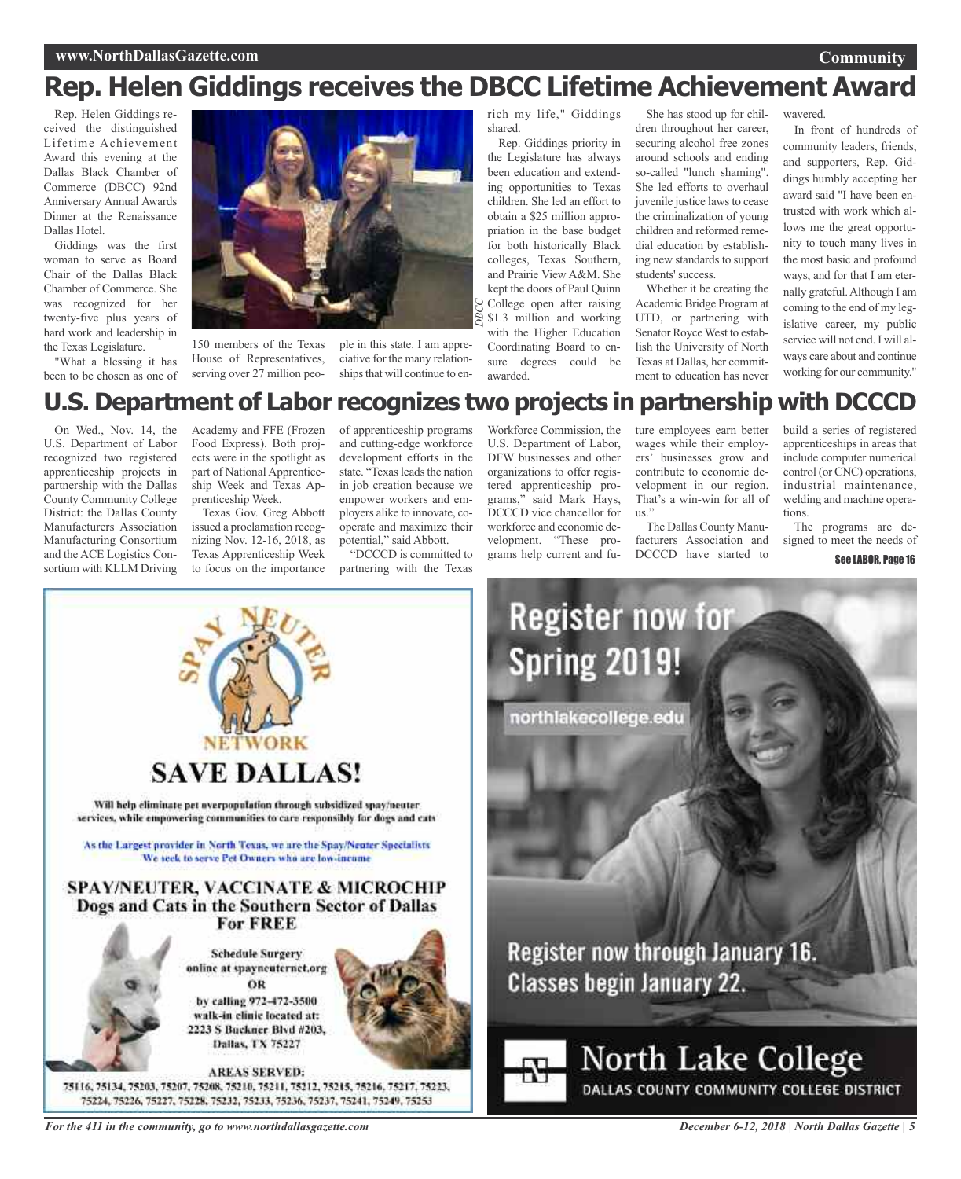# Rep. Helen Giddings receives the DBCC Lifetime Achievement Award

Rep. Helen Giddings received the distinguished Lifetime Achievement Award this evening at the Dallas Black Chamber of Commerce (DBCC) 92nd Anniversary Annual Awards Dinner at the Renaissance Dallas Hotel.

Giddings was the first woman to serve as Board Chair of the Dallas Black Chamber of Commerce. She was recognized for her twenty-five plus years of hard work and leadership in the Texas Legislature.

"What a blessing it has been to be chosen as one of 150 members of the Texas House of Representatives, serving over 27 million people in this state. I am appreciative for the many relationships that will continue to enrich my life," Giddings shared.

*DBCC*

Rep. Giddings priority in the Legislature has always been education and extending opportunities to Texas children. She led an effort to obtain a $25 million appropriation in the base budget for both historically Black colleges, Texas Southern, and Prairie View A&M. She kept the doors of Paul Quinn College open after raising $1.3 million and working with the Higher Education Coordinating Board to ensure degrees could be awarded.

She has stood up for children throughout her career, securing alcohol free zones around schools and ending so-called "lunch shaming". She led efforts to overhaul juvenile justice laws to cease the criminalization of young children and reformed remedial education by establishing new standards to support students' success.

Whether it be creating the Academic Bridge Program at UTD, or partnering with Senator Royce West to establish the University of North Texas at Dallas, her commitment to education has never wavered.

In front of hundreds of community leaders, friends, and supporters, Rep. Giddings humbly accepting her award said "I have been entrusted with work which allows me the great opportunity to touch many lives in the most basic and profound ways, and for that I am eternally grateful. Although I am coming to the end of my legislative career, my public service will not end. I will always care about and continue working for our community."

# U.S. Department of Labor recognizes two projects in partnership with DCCCD

On Wed., Nov. 14, the U.S. Department of Labor recognized two registered apprenticeship projects in partnership with the Dallas County Community College District: the Dallas County Manufacturers Association Manufacturing Consortium and the ACE Logistics Consortium with KLLM Driving Academy and FFE (Frozen Food Express). Both projects were in the spotlight as part of National Apprenticeship Week and Texas Apprenticeship Week.

Texas Gov. Greg Abbott issued a proclamation recognizing Nov. 12-16, 2018, as Texas Apprenticeship Week to focus on the importance of apprenticeship programs and cutting-edge workforce development efforts in the state. "Texas leads the nation in job creation because we empower workers and employers alike to innovate, cooperate and maximize their potential," said Abbott.

"DCCCD is committed to partnering with the Texas Workforce Commission, the U.S. Department of Labor, DFW businesses and other organizations to offer registered apprenticeship programs," said Mark Hays, DCCCD vice chancellor for workforce and economic development. "These programs help current and future employees earn better wages while their employers' businesses grow and contribute to economic development in our region. That's a win-win for all of us."

The Dallas County Manufacturers Association and DCCCD have started to build a series of registered apprenticeships in areas that include computer numerical control (or CNC) operations, industrial maintenance, welding and machine operations.

The programs are designed to meet the needs of

**See LABOR, Page 16**

---

**SPAY NEUTER NETWORK**

# SAVE DALLAS!

Will help eliminate pet overpopulation through subsidized spay/neuter services, while empowering communities to care responsibly for dogs and cats

As the Largest provider in North Texas, we are the Spay/Neuter Specialists
We seek to serve Pet Owners who are low-income

## SPAY/NEUTER, VACCINATE & MICROCHIP Dogs and Cats in the Southern Sector of Dallas For FREE

Schedule Surgery online at spayneuternet.org
OR
by calling 972-472-3500
walk-in clinic located at:
2223 S Buckner Blvd #203,
Dallas, TX 75227

AREAS SERVED:
75116, 75134, 75203, 75207, 75208, 75210, 75211, 75212, 75215, 75216, 75217, 75223, 75224, 75226, 75227, 75228, 75232, 75233, 75236, 75237, 75241, 75249, 75253

---

# Register now for Spring 2019!

northlakecollege.edu

Register now through January 16.
Classes begin January 22.

**North Lake College**
DALLAS COUNTY COMMUNITY COLLEGE DISTRICT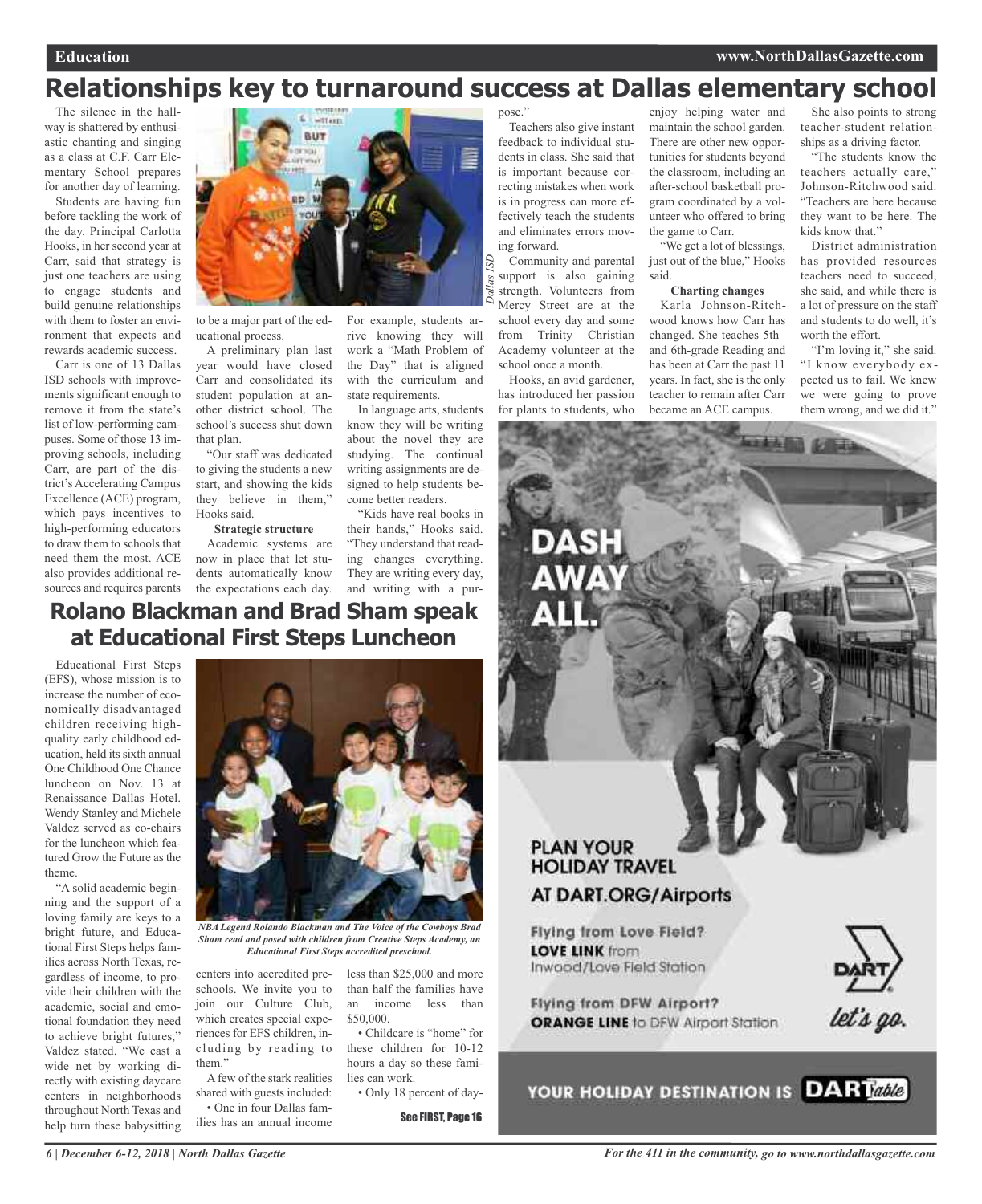# Relationships key to turnaround success at Dallas elementary school

The silence in the hallway is shattered by enthusiastic chanting and singing as a class at C.F. Carr Elementary School prepares for another day of learning.

Students are having fun before tackling the work of the day. Principal Carlotta Hooks, in her second year at Carr, said that strategy is just one teachers are using to engage students and build genuine relationships with them to foster an environment that expects and rewards academic success.

Carr is one of 13 Dallas ISD schools with improvements significant enough to remove it from the state's list of low-performing campuses. Some of those 13 improving schools, including Carr, are part of the district's Accelerating Campus Excellence (ACE) program, which pays incentives to high-performing educators to draw them to schools that need them the most. ACE also provides additional resources and requires parents to be a major part of the educational process.

A preliminary plan last year would have closed Carr and consolidated its student population at another district school. The school's success shut down that plan.

"Our staff was dedicated to giving the students a new start, and showing the kids they believe in them," Hooks said.

### Strategic structure

Academic systems are now in place that let students automatically know the expectations each day. For example, students arrive knowing they will work a "Math Problem of the Day" that is aligned with the curriculum and state requirements.

In language arts, students know they will be writing about the novel they are studying. The continual writing assignments are designed to help students become better readers.

"Kids have real books in their hands," Hooks said. "They understand that reading changes everything. They are writing every day, and writing with a purpose."

Teachers also give instant feedback to individual students in class. She said that is important because correcting mistakes when work is in progress can more effectively teach the students and eliminates errors moving forward.

*Dallas ISD*

Community and parental support is also gaining strength. Volunteers from Mercy Street are at the school every day and some from Trinity Christian Academy volunteer at the school once a month.

Hooks, an avid gardener, has introduced her passion for plants to students, who enjoy helping water and maintain the school garden. There are other new opportunities for students beyond the classroom, including an after-school basketball program coordinated by a volunteer who offered to bring the game to Carr.

"We get a lot of blessings, just out of the blue," Hooks said.

### Charting changes

Karla Johnson-Ritchwood knows how Carr has changed. She teaches 5th– and 6th-grade Reading and has been at Carr the past 11 years. In fact, she is the only teacher to remain after Carr became an ACE campus.

She also points to strong teacher-student relationships as a driving factor.

"The students know the teachers actually care," Johnson-Ritchwood said. "Teachers are here because they want to be here. The kids know that."

District administration has provided resources teachers need to succeed, she said, and while there is a lot of pressure on the staff and students to do well, it's worth the effort.

"I'm loving it," she said. "I know everybody expected us to fail. We knew we were going to prove them wrong, and we did it."

# Rolano Blackman and Brad Sham speak at Educational First Steps Luncheon

Educational First Steps (EFS), whose mission is to increase the number of economically disadvantaged children receiving high-quality early childhood education, held its sixth annual One Childhood One Chance luncheon on Nov. 13 at Renaissance Dallas Hotel. Wendy Stanley and Michele Valdez served as co-chairs for the luncheon which featured Grow the Future as the theme.

*NBA Legend Rolando Blackman and The Voice of the Cowboys Brad Sham read and posed with children from Creative Steps Academy, an Educational First Steps accredited preschool.*

"A solid academic beginning and the support of a loving family are keys to a bright future, and Educational First Steps helps families across North Texas, regardless of income, to provide their children with the academic, social and emotional foundation they need to achieve bright futures," Valdez stated. "We cast a wide net by working directly with existing daycare centers in neighborhoods throughout North Texas and help turn these babysitting centers into accredited preschools. We invite you to join our Culture Club, which creates special experiences for EFS children, including by reading to them."

A few of the stark realities shared with guests included:

• One in four Dallas families has an annual income less than $25,000 and more than half the families have an income less than $50,000.

• Childcare is "home" for these children for 10-12 hours a day so these families can work.

• Only 18 percent of day-

See FIRST, Page 16

DASH AWAY ALL.

PLAN YOUR HOLIDAY TRAVEL AT DART.ORG/Airports

Flying from Love Field? **LOVE LINK** from Inwood/Love Field Station

Flying from DFW Airport? **ORANGE LINE** to DFW Airport Station

DART let's go.

YOUR HOLIDAY DESTINATION IS DARTable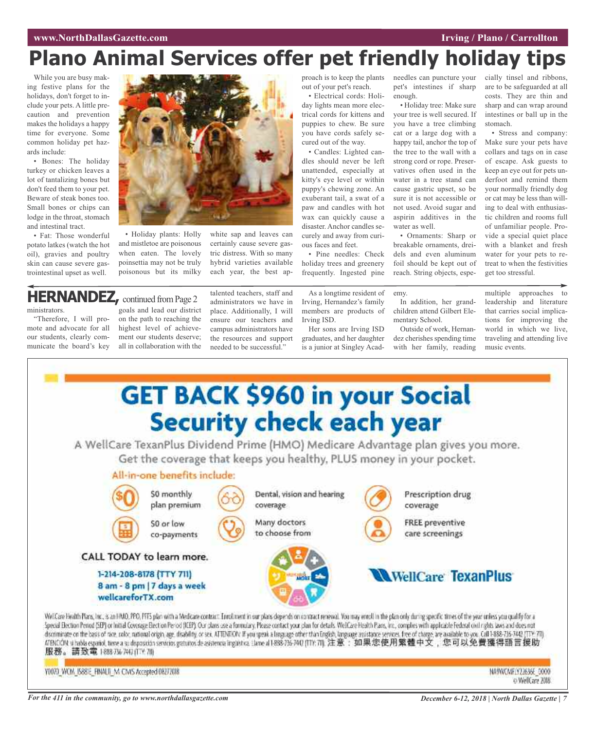# Plano Animal Services offer pet friendly holiday tips

While you are busy making festive plans for the holidays, don't forget to include your pets. A little precaution and prevention makes the holidays a happy time for everyone. Some common holiday pet hazards include:

- Bones: The holiday turkey or chicken leaves a lot of tantalizing bones but don't feed them to your pet. Beware of steak bones too. Small bones or chips can lodge in the throat, stomach and intestinal tract.
- Fat: Those wonderful potato latkes (watch the hot oil), gravies and poultry skin can cause severe gastrointestinal upset as well.
- Holiday plants: Holly and mistletoe are poisonous when eaten. The lovely poinsettia may not be truly poisonous but its milky white sap and leaves can certainly cause severe gastric distress. With so many hybrid varieties available each year, the best approach is to keep the plants out of your pet's reach.
- Electrical cords: Holiday lights mean more electrical cords for kittens and puppies to chew. Be sure you have cords safely secured out of the way.
- Candles: Lighted candles should never be left unattended, especially at kitty's eye level or within puppy's chewing zone. An exuberant tail, a swat of a paw and candles with hot wax can quickly cause a disaster. Anchor candles securely and away from curious faces and feet.
- Pine needles: Check holiday trees and greenery frequently. Ingested pine needles can puncture your pet's intestines if sharp enough.
- Holiday tree: Make sure your tree is well secured. If you have a tree climbing cat or a large dog with a happy tail, anchor the top of the tree to the wall with a strong cord or rope. Preservatives often used in the water in a tree stand can cause gastric upset, so be sure it is not accessible or not used. Avoid sugar and aspirin additives in the water as well.
- Ornaments: Sharp or breakable ornaments, dreidels and even aluminum foil should be kept out of reach. String objects, especially tinsel and ribbons, are to be safeguarded at all costs. They are thin and sharp and can wrap around intestines or ball up in the stomach.
- Stress and company: Make sure your pets have collars and tags on in case of escape. Ask guests to keep an eye out for pets underfoot and remind them your normally friendly dog or cat may be less than willing to deal with enthusiastic children and rooms full of unfamiliar people. Provide a special quiet place with a blanket and fresh water for your pets to retreat to when the festivities get too stressful.

## HERNANDEZ, continued from Page 2

ministrators.

"Therefore, I will promote and advocate for all our students, clearly communicate the board's key goals and lead our district on the path to reaching the highest level of achievement our students deserve; all in collaboration with the talented teachers, staff and administrators we have in place. Additionally, I will ensure our teachers and campus administrators have the resources and support needed to be successful."

As a longtime resident of Irving, Hernandez's family members are products of Irving ISD.

Her sons are Irving ISD graduates, and her daughter is a junior at Singley Academy.

In addition, her grandchildren attend Gilbert Elementary School.

Outside of work, Hernandez cherishes spending time with her family, reading multiple approaches to leadership and literature that carries social implications for improving the world in which we live, traveling and attending live music events.

# GET BACK $960 in your Social Security check each year

A WellCare TexanPlus Dividend Prime (HMO) Medicare Advantage plan gives you more. Get the coverage that keeps you healthy, PLUS money in your pocket.

**All-in-one benefits include:**

- $0 monthly plan premium
- $0 or low co-payments
- Dental, vision and hearing coverage
- Many doctors to choose from
- Prescription drug coverage
- FREE preventive care screenings

**CALL TODAY to learn more.**

**1-214-208-8178 (TTY 711)**
**8 am - 8 pm | 7 days a week**
**wellcareforTX.com**

WellCare TexanPlus

WellCare Health Plans, Inc., is an HMO, PPO, PFFS plan with a Medicare contract. Enrollment in our plans depends on contract renewal. You may enroll in the plan only during specific times of the year unless you qualify for a Special Election Period (SEP) or Initial Coverage Election Period (ICEP). Our plans use a formulary. Please contact your plan for details. WellCare Health Plans, Inc., complies with applicable Federal civil rights laws and does not discriminate on the basis of race, color, national origin, age, disability, or sex. ATTENTION: If you speak a language other than English, language assistance services, free of charge, are available to you. Call 1-888-736-7442 (TTY: 711). ATENCIÓN: si habla español, tiene a su disposición servicios gratuitos de asistencia lingüística. Llame al 1-888-736-7442 (TTY: 711). 注意：如果您使用繁體中文，您可以免費獲得語言援助服務。請致電 1-888-736-7442 (TTY: 711)

Y0070_WCM_15881E_FINAL11_M CMS Accepted 08272018

NA9WCMFLY22636E_0000
© WellCare 2018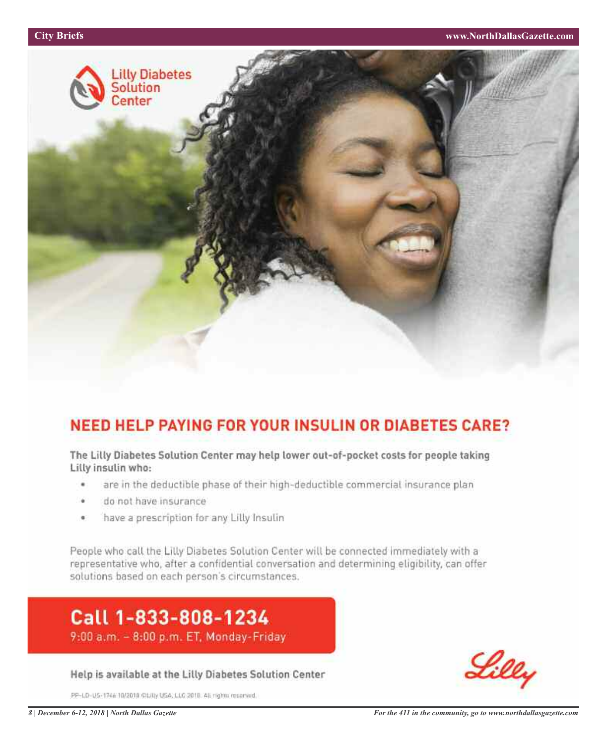Lilly Diabetes Solution Center

## NEED HELP PAYING FOR YOUR INSULIN OR DIABETES CARE?

**The Lilly Diabetes Solution Center may help lower out-of-pocket costs for people taking Lilly insulin who:**

- are in the deductible phase of their high-deductible commercial insurance plan
- do not have insurance
- have a prescription for any Lilly Insulin

People who call the Lilly Diabetes Solution Center will be connected immediately with a representative who, after a confidential conversation and determining eligibility, can offer solutions based on each person's circumstances.

**Call 1-833-808-1234**

9:00 a.m. – 8:00 p.m. ET, Monday-Friday

**Help is available at the Lilly Diabetes Solution Center**

Lilly

PP-LD-US-1746 10/2018 ©Lilly USA, LLC 2018. All rights reserved.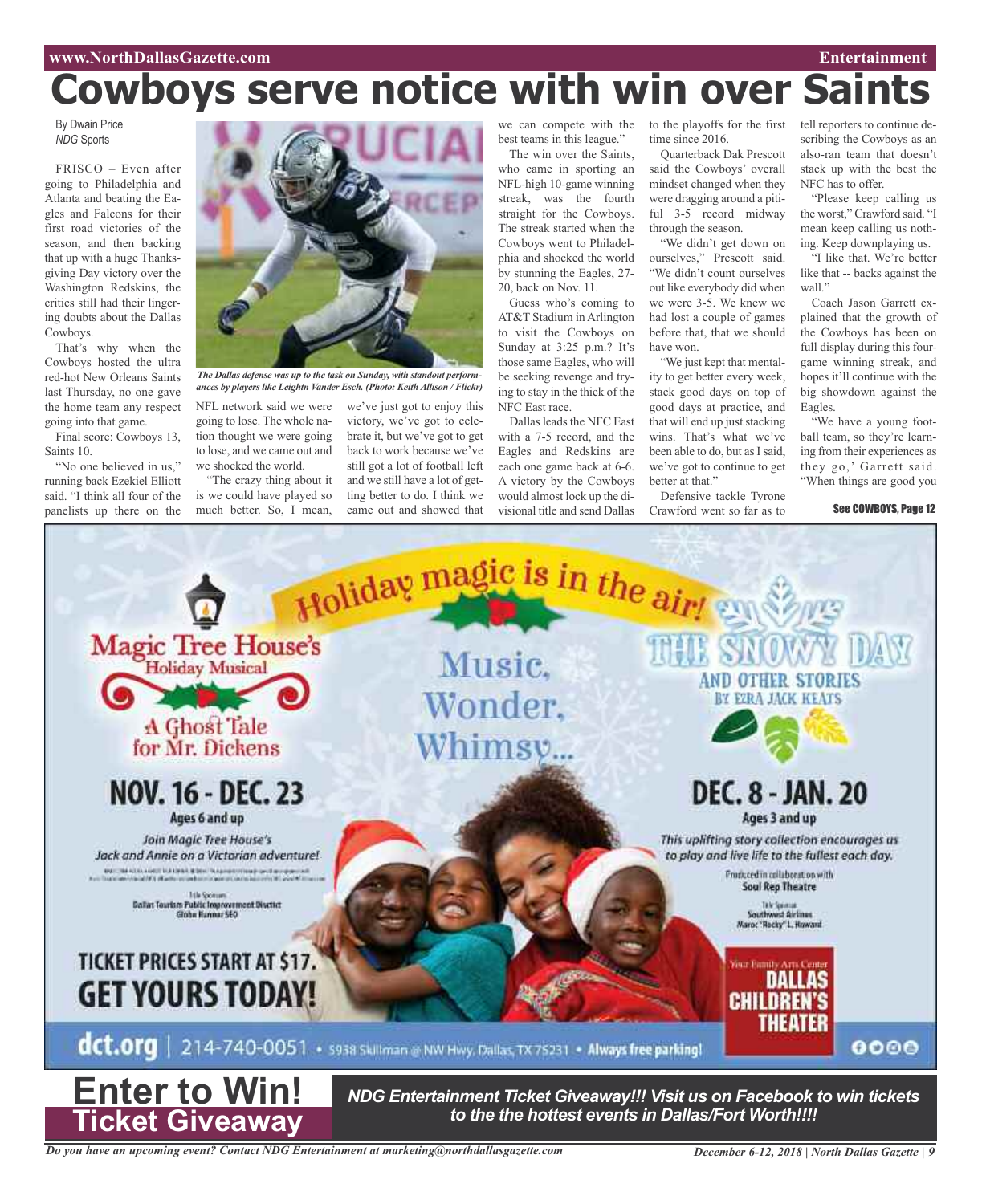# Cowboys serve notice with win over Saints

By Dwain Price
*NDG* Sports

FRISCO – Even after going to Philadelphia and Atlanta and beating the Eagles and Falcons for their first road victories of the season, and then backing that up with a huge Thanksgiving Day victory over the Washington Redskins, the critics still had their lingering doubts about the Dallas Cowboys.

That's why when the Cowboys hosted the ultra red-hot New Orleans Saints last Thursday, no one gave the home team any respect going into that game.

Final score: Cowboys 13, Saints 10.

"No one believed in us," running back Ezekiel Elliott said. "I think all four of the panelists up there on the NFL network said we were going to lose. The whole nation thought we were going to lose, and we came out and we shocked the world.

"The crazy thing about it is we could have played so much better. So, I mean, we've just got to enjoy this victory, we've got to celebrate it, but we've got to get back to work because we've still got a lot of football left and we still have a lot of getting better to do. I think we came out and showed that we can compete with the best teams in this league."

*The Dallas defense was up to the task on Sunday, with standout performances by players like Leighton Vander Esch. (Photo: Keith Allison / Flickr)*

The win over the Saints, who came in sporting an NFL-high 10-game winning streak, was the fourth straight for the Cowboys. The streak started when the Cowboys went to Philadelphia and shocked the world by stunning the Eagles, 27-20, back on Nov. 11.

Guess who's coming to AT&T Stadium in Arlington to visit the Cowboys on Sunday at 3:25 p.m.? It's those same Eagles, who will be seeking revenge and trying to stay in the thick of the NFC East race.

Dallas leads the NFC East with a 7-5 record, and the Eagles and Redskins are each one game back at 6-6. A victory by the Cowboys would almost lock up the divisional title and send Dallas to the playoffs for the first time since 2016.

Quarterback Dak Prescott said the Cowboys' overall mindset changed when they were dragging around a pitiful 3-5 record midway through the season.

"We didn't get down on ourselves," Prescott said. "We didn't count ourselves out like everybody did when we were 3-5. We knew we had lost a couple of games before that, that we should have won.

"We just kept that mentality to get better every week, stack good days on top of good days at practice, and that will end up just stacking wins. That's what we've been able to do, but as I said, we've got to continue to get better at that."

Defensive tackle Tyrone Crawford went so far as to tell reporters to continue describing the Cowboys as an also-ran team that doesn't stack up with the best the NFC has to offer.

"Please keep calling us the worst," Crawford said. "I mean keep calling us nothing. Keep downplaying us.

"I like that. We're better like that -- backs against the wall."

Coach Jason Garrett explained that the growth of the Cowboys has been on full display during this four-game winning streak, and hopes it'll continue with the big showdown against the Eagles.

"We have a young football team, so they're learning from their experiences as they go,' Garrett said. "When things are good you

See COWBOYS, Page 12

---

Holiday magic is in the air!

**Magic Tree House's Holiday Musical**
A Ghost Tale for Mr. Dickens
**NOV. 16 - DEC. 23**
Ages 6 and up
*Join Magic Tree House's Jack and Annie on a Victorian adventure!*
Title Sponsors: Dallas Tourism Public Improvement District, Globe Runner SEO

Music, Wonder, Whimsy...

**THE SNOWY DAY AND OTHER STORIES BY EZRA JACK KEATS**
**DEC. 8 - JAN. 20**
Ages 3 and up
*This uplifting story collection encourages us to play and live life to the fullest each day.*
Produced in collaboration with Soul Rep Theatre
Title Sponsor: Southwest Airlines, Maroc "Rocky" L. Howard

**TICKET PRICES START AT $17. GET YOURS TODAY!**

Your Family Arts Center DALLAS CHILDREN'S THEATER

**dct.org** | 214-740-0051 • 5938 Skillman @ NW Hwy, Dallas, TX 75231 • **Always free parking!**

---

# Enter to Win!
## Ticket Giveaway

***NDG Entertainment Ticket Giveaway!!! Visit us on Facebook to win tickets to the the hottest events in Dallas/Fort Worth!!!!***

*Do you have an upcoming event? Contact NDG Entertainment at marketing@northdallasgazette.com*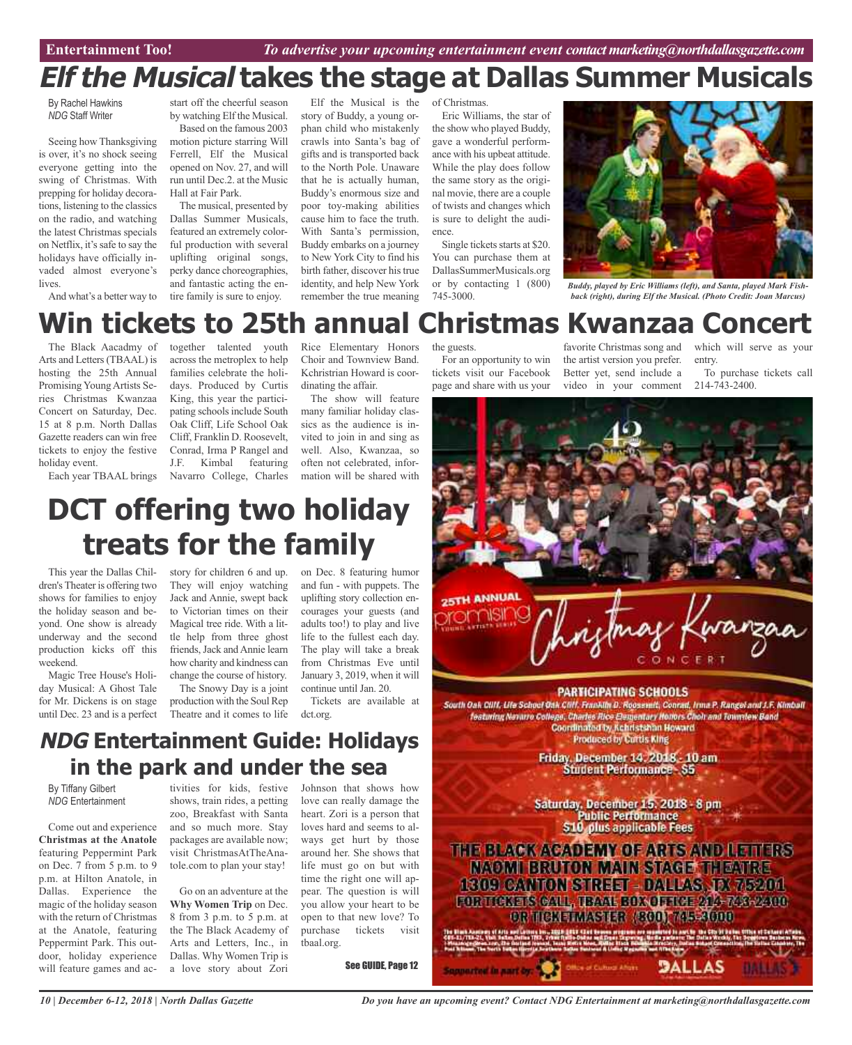# *Elf the Musical* takes the stage at Dallas Summer Musicals

By Rachel Hawkins
*NDG* Staff Writer

Seeing how Thanksgiving is over, it's no shock seeing everyone getting into the swing of Christmas. With prepping for holiday decorations, listening to the classics on the radio, and watching the latest Christmas specials on Netflix, it's safe to say the holidays have officially invaded almost everyone's lives.

And what's a better way to start off the cheerful season by watching Elf the Musical.

Based on the famous 2003 motion picture starring Will Ferrell, Elf the Musical opened on Nov. 27, and will run until Dec.2. at the Music Hall at Fair Park.

The musical, presented by Dallas Summer Musicals, featured an extremely colorful production with several uplifting original songs, perky dance choreographies, and fantastic acting the entire family is sure to enjoy.

Elf the Musical is the story of Buddy, a young orphan child who mistakenly crawls into Santa's bag of gifts and is transported back to the North Pole. Unaware that he is actually human, Buddy's enormous size and poor toy-making abilities cause him to face the truth. With Santa's permission, Buddy embarks on a journey to New York City to find his birth father, discover his true identity, and help New York remember the true meaning of Christmas.

Eric Williams, the star of the show who played Buddy, gave a wonderful performance with his upbeat attitude. While the play does follow the same story as the original movie, there are a couple of twists and changes which is sure to delight the audience.

Single tickets starts at $20. You can purchase them at DallasSummerMusicals.org or by contacting 1 (800) 745-3000.

*Buddy, played by Eric Williams (left), and Santa, played Mark Fishback (right), during Elf the Musical. (Photo Credit: Joan Marcus)*

# Win tickets to 25th annual Christmas Kwanzaa Concert

The Black Aacadmy of Arts and Letters (TBAAL) is hosting the 25th Annual Promising Young Artists Series Christmas Kwanzaa Concert on Saturday, Dec. 15 at 8 p.m. North Dallas Gazette readers can win free tickets to enjoy the festive holiday event.

Each year TBAAL brings together talented youth across the metroplex to help families celebrate the holidays. Produced by Curtis King, this year the participating schools include South Oak Cliff, Life School Oak Cliff, Franklin D. Roosevelt, Conrad, Irma P Rangel and J.F. Kimbal featuring Navarro College, Charles Rice Elementary Honors Choir and Townview Band. Kchristrian Howard is coordinating the affair.

The show will feature many familiar holiday classics as the audience is invited to join in and sing as well. Also, Kwanzaa, so often not celebrated, information will be shared with the guests.

For an opportunity to win tickets visit our Facebook page and share with us your favorite Christmas song and the artist version you prefer. Better yet, send include a video in your comment which will serve as your entry.

To purchase tickets call 214-743-2400.

25TH ANNUAL promising YOUNG ARTISTS SERIES Christmas Kwanzaa CONCERT

PARTICIPATING SCHOOLS
South Oak Cliff, Life School Oak Cliff, Franklin D. Roosevelt, Conrad, Irma P. Rangel and J.F. Kimball featuring Navarro College, Charles Rice Elementary Honors Choir and Townview Band
Coordinated by Kchristshan Howard
Produced by Curtis King

Friday, December 14, 2018 - 10 am
Student Performance - $5

Saturday, December 15, 2018 - 8 pm
Public Performance
$10 plus applicable Fees

THE BLACK ACADEMY OF ARTS AND LETTERS
NAOMI BRUTON MAIN STAGE THEATRE
1309 CANTON STREET - DALLAS, TX 75201
FOR TICKETS CALL TBAAL BOX OFFICE 214-743-2400
OR TICKETMASTER (800) 745-3000

Supported in part by: Office of Cultural Affairs DALLAS

# DCT offering two holiday treats for the family

This year the Dallas Children's Theater is offering two shows for families to enjoy the holiday season and beyond. One show is already underway and the second production kicks off this weekend.

Magic Tree House's Holiday Musical: A Ghost Tale for Mr. Dickens is on stage until Dec. 23 and is a perfect story for children 6 and up. They will enjoy watching Jack and Annie, swept back to Victorian times on their Magical tree ride. With a little help from three ghost friends, Jack and Annie learn how charity and kindness can change the course of history.

The Snowy Day is a joint production with the Soul Rep Theatre and it comes to life on Dec. 8 featuring humor and fun - with puppets. The uplifting story collection encourages your guests (and adults too!) to play and live life to the fullest each day. The play will take a break from Christmas Eve until January 3, 2019, when it will continue until Jan. 20.

Tickets are available at dct.org.

# *NDG* Entertainment Guide: Holidays in the park and under the sea

By Tiffany Gilbert
*NDG* Entertainment

Come out and experience **Christmas at the Anatole** featuring Peppermint Park on Dec. 7 from 5 p.m. to 9 p.m. at Hilton Anatole, in Dallas. Experience the magic of the holiday season with the return of Christmas at the Anatole, featuring Peppermint Park. This outdoor, holiday experience will feature games and activities for kids, festive shows, train rides, a petting zoo, Breakfast with Santa and so much more. Stay packages are available now; visit ChristmasAtTheAnatole.com to plan your stay!

Go on an adventure at the **Why Women Trip** on Dec. 8 from 3 p.m. to 5 p.m. at the The Black Academy of Arts and Letters, Inc., in Dallas. Why Women Trip is a love story about Zori Johnson that shows how love can really damage the heart. Zori is a person that loves hard and seems to always get hurt by those around her. She shows that life must go on but with time the right one will appear. The question is will you allow your heart to be open to that new love? To purchase tickets visit tbaal.org.

See GUIDE, Page 12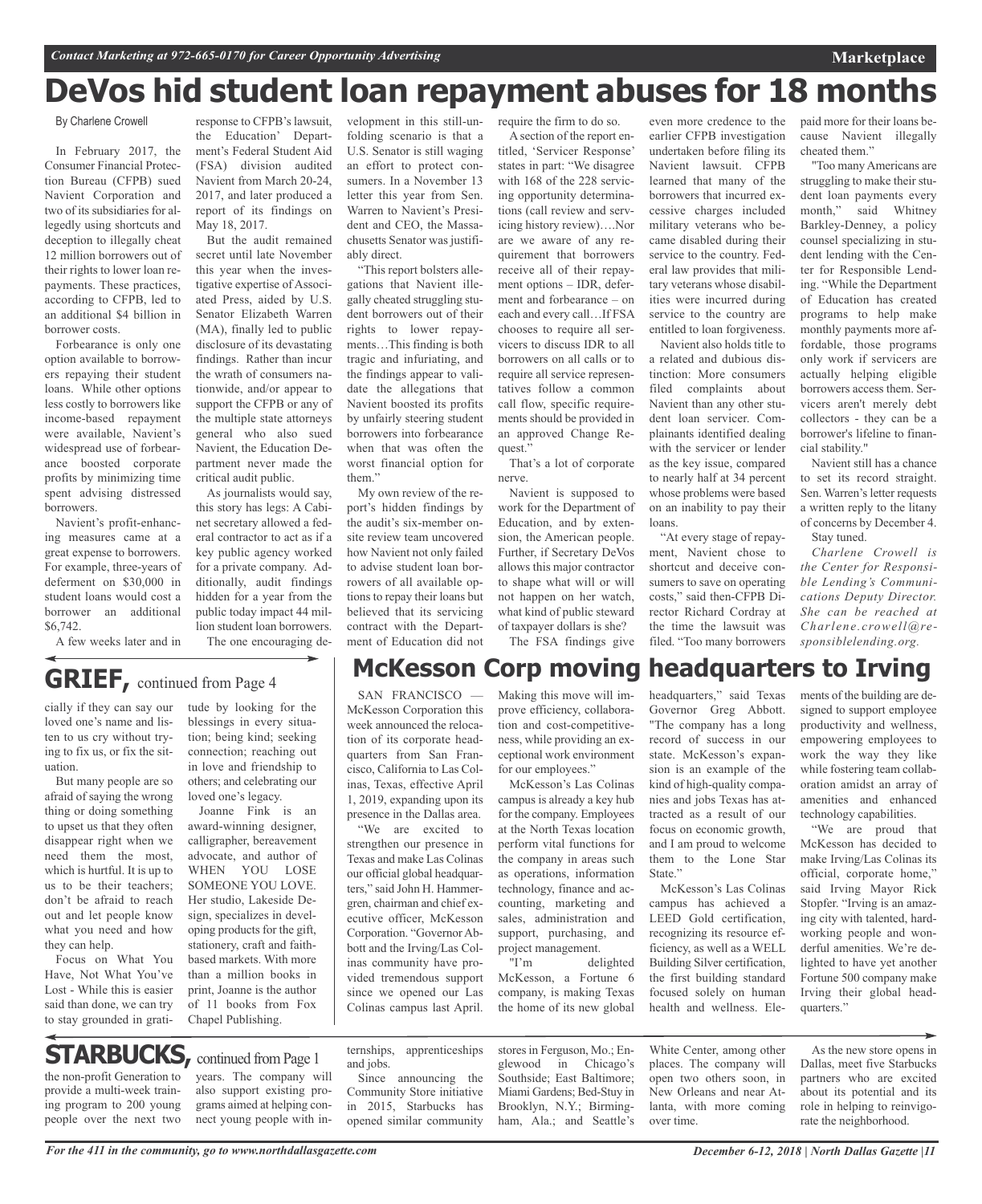# DeVos hid student loan repayment abuses for 18 months

By Charlene Crowell

In February 2017, the Consumer Financial Protection Bureau (CFPB) sued Navient Corporation and two of its subsidiaries for allegedly using shortcuts and deception to illegally cheat 12 million borrowers out of their rights to lower loan repayments. These practices, according to CFPB, led to an additional $4 billion in borrower costs.

Forbearance is only one option available to borrowers repaying their student loans. While other options less costly to borrowers like income-based repayment were available, Navient's widespread use of forbearance boosted corporate profits by minimizing time spent advising distressed borrowers.

Navient's profit-enhancing measures came at a great expense to borrowers. For example, three-years of deferment on $30,000 in student loans would cost a borrower an additional $6,742.

A few weeks later and in response to CFPB's lawsuit, the Education' Department's Federal Student Aid (FSA) division audited Navient from March 20-24, 2017, and later produced a report of its findings on May 18, 2017.

But the audit remained secret until late November this year when the investigative expertise of Associated Press, aided by U.S. Senator Elizabeth Warren (MA), finally led to public disclosure of its devastating findings. Rather than incur the wrath of consumers nationwide, and/or appear to support the CFPB or any of the multiple state attorneys general who also sued Navient, the Education Department never made the critical audit public.

As journalists would say, this story has legs: A Cabinet secretary allowed a federal contractor to act as if a key public agency worked for a private company. Additionally, audit findings hidden for a year from the public today impact 44 million student loan borrowers.

The one encouraging development in this still-unfolding scenario is that a U.S. Senator is still waging an effort to protect consumers. In a November 13 letter this year from Sen. Warren to Navient's President and CEO, the Massachusetts Senator was justifiably direct.

"This report bolsters allegations that Navient illegally cheated struggling student borrowers out of their rights to lower repayments…This finding is both tragic and infuriating, and the findings appear to validate the allegations that Navient boosted its profits by unfairly steering student borrowers into forbearance when that was often the worst financial option for them."

My own review of the report's hidden findings by the audit's six-member onsite review team uncovered how Navient not only failed to advise student loan borrowers of all available options to repay their loans but believed that its servicing contract with the Department of Education did not require the firm to do so.

A section of the report entitled, 'Servicer Response' states in part: "We disagree with 168 of the 228 servicing opportunity determinations (call review and servicing history review)….Nor are we aware of any requirement that borrowers receive all of their repayment options – IDR, deferment and forbearance – on each and every call…If FSA chooses to require all servicers to discuss IDR to all borrowers on all calls or to require all service representatives follow a common call flow, specific requirements should be provided in an approved Change Request."

That's a lot of corporate nerve.

Navient is supposed to work for the Department of Education, and by extension, the American people. Further, if Secretary DeVos allows this major contractor to shape what will or will not happen on her watch, what kind of public steward of taxpayer dollars is she?

The FSA findings give even more credence to the earlier CFPB investigation undertaken before filing its Navient lawsuit. CFPB learned that many of the borrowers that incurred excessive charges included military veterans who became disabled during their service to the country. Federal law provides that military veterans whose disabilities were incurred during service to the country are entitled to loan forgiveness.

Navient also holds title to a related and dubious distinction: More consumers filed complaints about Navient than any other student loan servicer. Complainants identified dealing with the servicer or lender as the key issue, compared to nearly half at 34 percent whose problems were based on an inability to pay their loans.

"At every stage of repayment, Navient chose to shortcut and deceive consumers to save on operating costs," said then-CFPB Director Richard Cordray at the time the lawsuit was filed. "Too many borrowers paid more for their loans because Navient illegally cheated them."

"Too many Americans are struggling to make their student loan payments every month," said Whitney Barkley-Denney, a policy counsel specializing in student lending with the Center for Responsible Lending. "While the Department of Education has created programs to help make monthly payments more affordable, those programs only work if servicers are actually helping eligible borrowers access them. Servicers aren't merely debt collectors - they can be a borrower's lifeline to financial stability."

Navient still has a chance to set its record straight. Sen. Warren's letter requests a written reply to the litany of concerns by December 4.

Stay tuned.

*Charlene Crowell is the Center for Responsible Lending's Communications Deputy Director. She can be reached at Charlene.crowell@responsiblelending.org.*

## GRIEF, continued from Page 4

cially if they can say our loved one's name and listen to us cry without trying to fix us, or fix the situation.

But many people are so afraid of saying the wrong thing or doing something to upset us that they often disappear right when we need them the most, which is hurtful. It is up to us to be their teachers; don't be afraid to reach out and let people know what you need and how they can help.

Focus on What You Have, Not What You've Lost - While this is easier said than done, we can try to stay grounded in gratitude by looking for the blessings in every situation; being kind; seeking connection; reaching out in love and friendship to others; and celebrating our loved one's legacy.

Joanne Fink is an award-winning designer, calligrapher, bereavement advocate, and author of WHEN YOU LOSE SOMEONE YOU LOVE. Her studio, Lakeside Design, specializes in developing products for the gift, stationery, craft and faith-based markets. With more than a million books in print, Joanne is the author of 11 books from Fox Chapel Publishing.

# McKesson Corp moving headquarters to Irving

SAN FRANCISCO — McKesson Corporation this week announced the relocation of its corporate headquarters from San Francisco, California to Las Colinas, Texas, effective April 1, 2019, expanding upon its presence in the Dallas area.

"We are excited to strengthen our presence in Texas and make Las Colinas our official global headquarters," said John H. Hammergren, chairman and chief executive officer, McKesson Corporation. "Governor Abbott and the Irving/Las Colinas community have provided tremendous support since we opened our Las Colinas campus last April. Making this move will improve efficiency, collaboration and cost-competitiveness, while providing an exceptional work environment for our employees."

McKesson's Las Colinas campus is already a key hub for the company. Employees at the North Texas location perform vital functions for the company in areas such as operations, information technology, finance and accounting, marketing and sales, administration and support, purchasing, and project management.

"I'm delighted McKesson, a Fortune 6 company, is making Texas the home of its new global headquarters," said Texas Governor Greg Abbott. "The company has a long record of success in our state. McKesson's expansion is an example of the kind of high-quality companies and jobs Texas has attracted as a result of our focus on economic growth, and I am proud to welcome them to the Lone Star State."

McKesson's Las Colinas campus has achieved a LEED Gold certification, recognizing its resource efficiency, as well as a WELL Building Silver certification, the first building standard focused solely on human health and wellness. Elements of the building are designed to support employee productivity and wellness, empowering employees to work the way they like while fostering team collaboration amidst an array of amenities and enhanced technology capabilities.

"We are proud that McKesson has decided to make Irving/Las Colinas its official, corporate home," said Irving Mayor Rick Stopfer. "Irving is an amazing city with talented, hardworking people and wonderful amenities. We're delighted to have yet another Fortune 500 company make Irving their global headquarters."

## STARBUCKS, continued from Page 1

the non-profit Generation to provide a multi-week training program to 200 young people over the next two years. The company will also support existing programs aimed at helping connect young people with internships, apprenticeships and jobs.

Since announcing the Community Store initiative in 2015, Starbucks has opened similar community stores in Ferguson, Mo.; Englewood in Chicago's Southside; East Baltimore; Miami Gardens; Bed-Stuy in Brooklyn, N.Y.; Birmingham, Ala.; and Seattle's White Center, among other places. The company will open two others soon, in New Orleans and near Atlanta, with more coming over time.

As the new store opens in Dallas, meet five Starbucks partners who are excited about its potential and its role in helping to reinvigorate the neighborhood.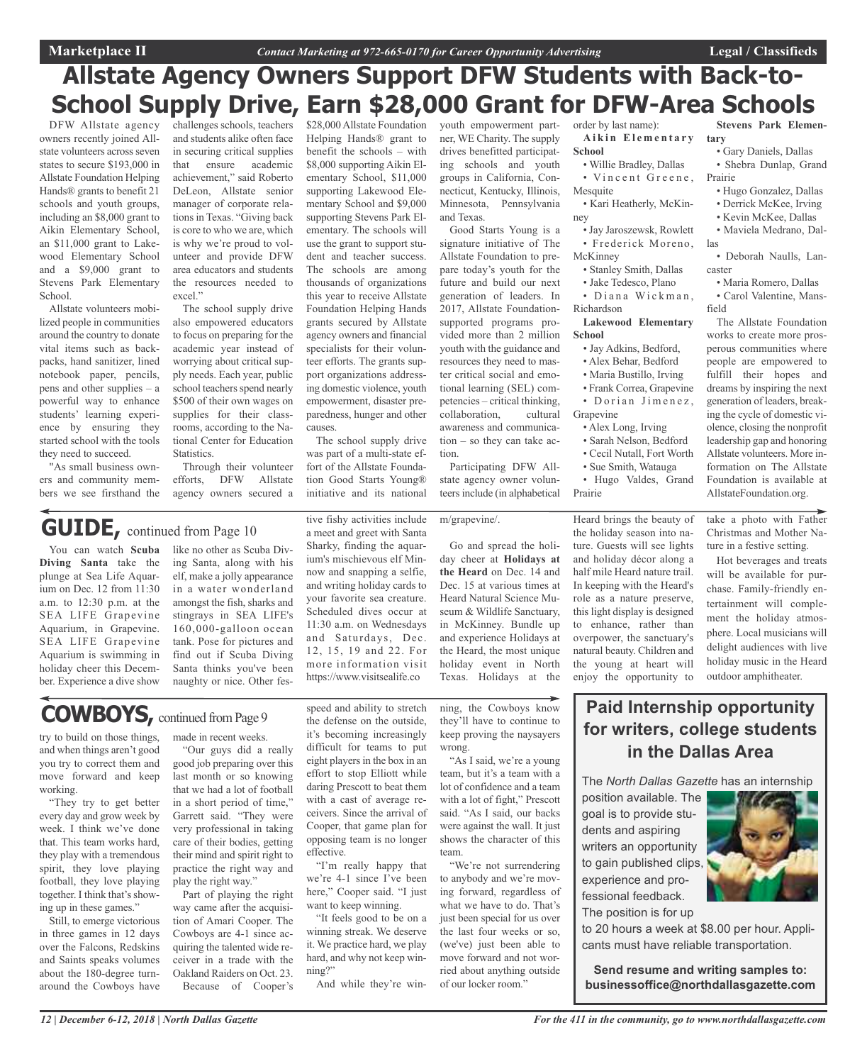# Allstate Agency Owners Support DFW Students with Back-to-School Supply Drive, Earn $28,000 Grant for DFW-Area Schools

DFW Allstate agency owners recently joined Allstate volunteers across seven states to secure $193,000 in Allstate Foundation Helping Hands® grants to benefit 21 schools and youth groups, including an $8,000 grant to Aikin Elementary School, an $11,000 grant to Lakewood Elementary School and a $9,000 grant to Stevens Park Elementary School.

Allstate volunteers mobilized people in communities around the country to donate vital items such as backpacks, hand sanitizer, lined notebook paper, pencils, pens and other supplies – a powerful way to enhance students' learning experience by ensuring they started school with the tools they need to succeed.

"As small business owners and community members we see firsthand the challenges schools, teachers and students alike often face in securing critical supplies that ensure academic achievement," said Roberto DeLeon, Allstate senior manager of corporate relations in Texas. "Giving back is core to who we are, which is why we're proud to volunteer and provide DFW area educators and students the resources needed to excel."

The school supply drive also empowered educators to focus on preparing for the academic year instead of worrying about critical supply needs. Each year, public school teachers spend nearly $500 of their own wages on supplies for their classrooms, according to the National Center for Education Statistics.

Through their volunteer efforts, DFW Allstate agency owners secured a $28,000 Allstate Foundation Helping Hands® grant to benefit the schools – with $8,000 supporting Aikin Elementary School, $11,000 supporting Lakewood Elementary School and $9,000 supporting Stevens Park Elementary. The schools will use the grant to support student and teacher success. The schools are among thousands of organizations this year to receive Allstate Foundation Helping Hands grants secured by Allstate agency owners and financial specialists for their volunteer efforts. The grants support organizations addressing domestic violence, youth empowerment, disaster preparedness, hunger and other causes.

The school supply drive was part of a multi-state effort of the Allstate Foundation Good Starts Young® initiative and its national youth empowerment partner, WE Charity. The supply drives benefitted participating schools and youth groups in California, Connecticut, Kentucky, Illinois, Minnesota, Pennsylvania and Texas.

Good Starts Young is a signature initiative of The Allstate Foundation to prepare today's youth for the future and build our next generation of leaders. In 2017, Allstate Foundation-supported programs provided more than 2 million youth with the guidance and resources they need to master critical social and emotional learning (SEL) competencies – critical thinking, collaboration, cultural awareness and communication – so they can take action.

Participating DFW Allstate agency owner volunteers include (in alphabetical order by last name):

**Aikin Elementary School**

- Willie Bradley, Dallas
- Vincent Greene, Mesquite
- Kari Heatherly, McKinney
- Jay Jaroszewsk, Rowlett
- Frederick Moreno, McKinney
- Stanley Smith, Dallas
- Jake Tedesco, Plano
- Diana Wickman, Richardson

**Lakewood Elementary School**

- Jay Adkins, Bedford,
- Alex Behar, Bedford
- Maria Bustillo, Irving
- Frank Correa, Grapevine
- Dorian Jimenez, Grapevine
- Alex Long, Irving
- Sarah Nelson, Bedford
- Cecil Nutall, Fort Worth
- Sue Smith, Watauga
- Hugo Valdes, Grand Prairie

**Stevens Park Elementary**

- Gary Daniels, Dallas
- Shebra Dunlap, Grand Prairie
- Hugo Gonzalez, Dallas
- Derrick McKee, Irving
- Kevin McKee, Dallas
- Maviela Medrano, Dallas
- Deborah Naulls, Lancaster
- Maria Romero, Dallas
- Carol Valentine, Mansfield

The Allstate Foundation works to create more prosperous communities where people are empowered to fulfill their hopes and dreams by inspiring the next generation of leaders, breaking the cycle of domestic violence, closing the nonprofit leadership gap and honoring Allstate volunteers. More information on The Allstate Foundation is available at AllstateFoundation.org.

## GUIDE, continued from Page 10

You can watch **Scuba Diving Santa** take the plunge at Sea Life Aquarium on Dec. 12 from 11:30 a.m. to 12:30 p.m. at the SEA LIFE Grapevine Aquarium, in Grapevine. SEA LIFE Grapevine Aquarium is swimming in holiday cheer this December. Experience a dive show like no other as Scuba Diving Santa, along with his elf, make a jolly appearance in a water wonderland amongst the fish, sharks and stingrays in SEA LIFE's 160,000-gallon ocean tank. Pose for pictures and find out if Scuba Diving Santa thinks you've been naughty or nice. Other festive fishy activities include a meet and greet with Santa Sharky, finding the aquarium's mischievous elf Minnow and snapping a selfie, and writing holiday cards to your favorite sea creature. Scheduled dives occur at 11:30 a.m. on Wednesdays and Saturdays, Dec. 12, 15, 19 and 22. For more information visit https://www.visitsealife.com/grapevine/.

Go and spread the holiday cheer at **Holidays at the Heard** on Dec. 14 and Dec. 15 at various times at Heard Natural Science Museum & Wildlife Sanctuary, in McKinney. Bundle up and experience Holidays at the Heard, the most unique holiday event in North Texas. Holidays at the Heard brings the beauty of the holiday season into nature. Guests will see lights and holiday décor along a half mile Heard nature trail. In keeping with the Heard's role as a nature preserve, this light display is designed to enhance, rather than overpower, the sanctuary's natural beauty. Children and the young at heart will enjoy the opportunity to take a photo with Father Christmas and Mother Nature in a festive setting.

Hot beverages and treats will be available for purchase. Family-friendly entertainment will complement the holiday atmosphere. Local musicians will delight audiences with live holiday music in the Heard outdoor amphitheater.

## COWBOYS, continued from Page 9

try to build on those things, and when things aren't good you try to correct them and move forward and keep working.

"They try to get better every day and grow week by week. I think we've done that. This team works hard, they play with a tremendous spirit, they love playing football, they love playing together. I think that's showing up in these games."

Still, to emerge victorious in three games in 12 days over the Falcons, Redskins and Saints speaks volumes about the 180-degree turnaround the Cowboys have made in recent weeks.

"Our guys did a really good job preparing over this last month or so knowing that we had a lot of football in a short period of time," Garrett said. "They were very professional in taking care of their bodies, getting their mind and spirit right to practice the right way and play the right way."

Part of playing the right way came after the acquisition of Amari Cooper. The Cowboys are 4-1 since acquiring the talented wide receiver in a trade with the Oakland Raiders on Oct. 23.

Because of Cooper's speed and ability to stretch the defense on the outside, it's becoming increasingly difficult for teams to put eight players in the box in an effort to stop Elliott while daring Prescott to beat them with a cast of average receivers. Since the arrival of Cooper, that game plan for opposing team is no longer effective.

"I'm really happy that we're 4-1 since I've been here," Cooper said. "I just want to keep winning.

"It feels good to be on a winning streak. We deserve it. We practice hard, we play hard, and why not keep winning?"

And while they're winning, the Cowboys know they'll have to continue to keep proving the naysayers wrong.

"As I said, we're a young team, but it's a team with a lot of confidence and a team with a lot of fight," Prescott said. "As I said, our backs were against the wall. It just shows the character of this team.

"We're not surrendering to anybody and we're moving forward, regardless of what we have to do. That's just been special for us over the last four weeks or so, (we've) just been able to move forward and not worried about anything outside of our locker room."

## Paid Internship opportunity for writers, college students in the Dallas Area

The *North Dallas Gazette* has an internship position available. The goal is to provide students and aspiring writers an opportunity to gain published clips, experience and professional feedback. The position is for up to 20 hours a week at $8.00 per hour. Applicants must have reliable transportation.

**Send resume and writing samples to: businessoffice@northdallasgazette.com**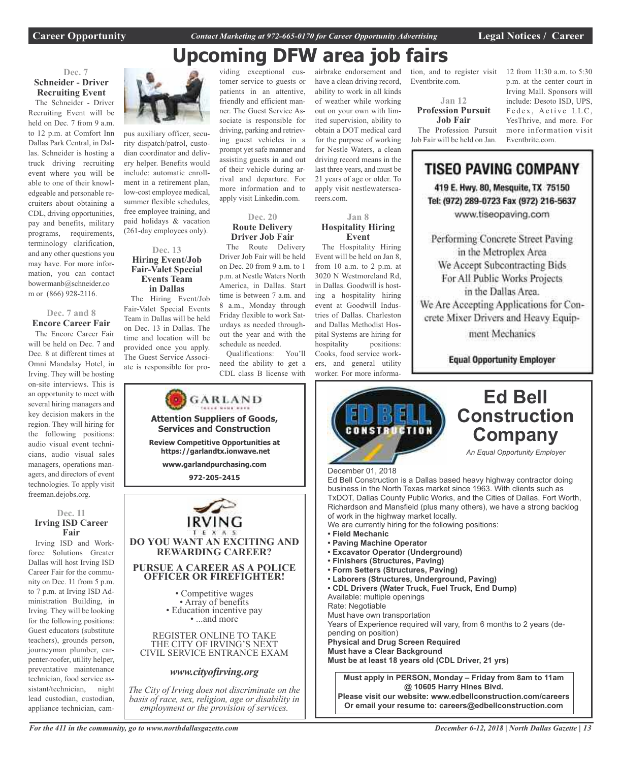# Upcoming DFW area job fairs

### Dec. 7
### Schneider - Driver Recruiting Event

The Schneider - Driver Recruiting Event will be held on Dec. 7 from 9 a.m. to 12 p.m. at Comfort Inn Dallas Park Central, in Dallas. Schneider is hosting a truck driving recruiting event where you will be able to one of their knowledgeable and personable recruiters about obtaining a CDL, driving opportunities, pay and benefits, military programs, requirements, terminology clarification, and any other questions you may have. For more information, you can contact bowermanb@schneider.com or (866) 928-2116.

### Dec. 7 and 8
### Encore Career Fair

The Encore Career Fair will be held on Dec. 7 and Dec. 8 at different times at Omni Mandalay Hotel, in Irving. They will be hosting on-site interviews. This is an opportunity to meet with several hiring managers and key decision makers in the region. They will hiring for the following positions: audio visual event technicians, audio visual sales managers, operations managers, and directors of event technologies. To apply visit freeman.dejobs.org.

### Dec. 11
### Irving ISD Career Fair

Irving ISD and Workforce Solutions Greater Dallas will host Irving ISD Career Fair for the community on Dec. 11 from 5 p.m. to 7 p.m. at Irving ISD Administration Building, in Irving. They will be looking for the following positions: Guest educators (substitute teachers), grounds person, journeyman plumber, carpenter-roofer, utility helper, preventative maintenance technician, food service assistant/technician, night lead custodian, custodian, appliance technician, campus auxiliary officer, security dispatch/patrol, custodian coordinator and delivery helper. Benefits would include: automatic enrollment in a retirement plan, low-cost employee medical, summer flexible schedules, free employee training, and paid holidays & vacation (261-day employees only).

### Dec. 13
### Hiring Event/Job Fair-Valet Special Events Team in Dallas

The Hiring Event/Job Fair-Valet Special Events Team in Dallas will be held on Dec. 13 in Dallas. The time and location will be provided once you apply. The Guest Service Associate is responsible for providing exceptional customer service to guests or patients in an attentive, friendly and efficient manner. The Guest Service Associate is responsible for driving, parking and retrieving guest vehicles in a prompt yet safe manner and assisting guests in and out of their vehicle during arrival and departure. For more information and to apply visit Linkedin.com.

### Dec. 20
### Route Delivery Driver Job Fair

The Route Delivery Driver Job Fair will be held on Dec. 20 from 9 a.m. to 1 p.m. at Nestle Waters North America, in Dallas. Start time is between 7 a.m. and 8 a.m., Monday through Friday flexible to work Saturdays as needed throughout the year and with the schedule as needed.

Qualifications: You'll need the ability to get a CDL class B license with airbrake endorsement and have a clean driving record, ability to work in all kinds of weather while working out on your own with limited supervision, ability to obtain a DOT medical card for the purpose of working for Nestle Waters, a clean driving record means in the last three years, and must be 21 years of age or older. To apply visit nestlewaterscareers.com.

### Jan 8
### Hospitality Hiring Event

The Hospitality Hiring Event will be held on Jan 8, from 10 a.m. to 2 p.m. at 3020 N Westmoreland Rd, in Dallas. Goodwill is hosting a hospitality hiring event at Goodwill Industries of Dallas. Charleston and Dallas Methodist Hospital Systems are hiring for hospitality positions: Cooks, food service workers, and general utility worker. For more information, and to register visit Eventbrite.com.

### Jan 12
### Profession Pursuit Job Fair

The Profession Pursuit Job Fair will be held on Jan. 12 from 11:30 a.m. to 5:30 p.m. at the center court in Irving Mall. Sponsors will include: Desoto ISD, UPS, Fedex, Active LLC, YesThrive, and more. For more information visit Eventbrite.com.

---

**TISEO PAVING COMPANY**

419 E. Hwy. 80, Mesquite, TX 75150
Tel: (972) 289-0723 Fax (972) 216-5637
www.tiseopaving.com

Performing Concrete Street Paving in the Metroplex Area
We Accept Subcontracting Bids For All Public Works Projects in the Dallas Area.
We Are Accepting Applications for Concrete Mixer Drivers and Heavy Equipment Mechanics

**Equal Opportunity Employer**

---

GARLAND

**Attention Suppliers of Goods, Services and Construction**

**Review Competitive Opportunities at https://garlandtx.ionwave.net**

**www.garlandpurchasing.com**

**972-205-2415**

---

IRVING TEXAS

**DO YOU WANT AN EXCITING AND REWARDING CAREER?**

**PURSUE A CAREER AS A POLICE OFFICER OR FIREFIGHTER!**

- Competitive wages
- Array of benefits
- Education incentive pay
- ...and more

REGISTER ONLINE TO TAKE THE CITY OF IRVING'S NEXT CIVIL SERVICE ENTRANCE EXAM

***www.cityofirving.org***

*The City of Irving does not discriminate on the basis of race, sex, religion, age or disability in employment or the provision of services.*

---

## Ed Bell Construction Company

*An Equal Opportunity Employer*

December 01, 2018

Ed Bell Construction is a Dallas based heavy highway contractor doing business in the North Texas market since 1963. With clients such as TxDOT, Dallas County Public Works, and the Cities of Dallas, Fort Worth, Richardson and Mansfield (plus many others), we have a strong backlog of work in the highway market locally.

We are currently hiring for the following positions:

- **Field Mechanic**
- **Paving Machine Operator**
- **Excavator Operator (Underground)**
- **Finishers (Structures, Paving)**
- **Form Setters (Structures, Paving)**
- **Laborers (Structures, Underground, Paving)**
- **CDL Drivers (Water Truck, Fuel Truck, End Dump)**

Available: multiple openings
Rate: Negotiable
Must have own transportation
Years of Experience required will vary, from 6 months to 2 years (depending on position)
**Physical and Drug Screen Required**
**Must have a Clear Background**
**Must be at least 18 years old (CDL Driver, 21 yrs)**

**Must apply in PERSON, Monday – Friday from 8am to 11am @ 10605 Harry Hines Blvd.**
**Please visit our website: www.edbellconstruction.com/careers**
**Or email your resume to: careers@edbellconstruction.com**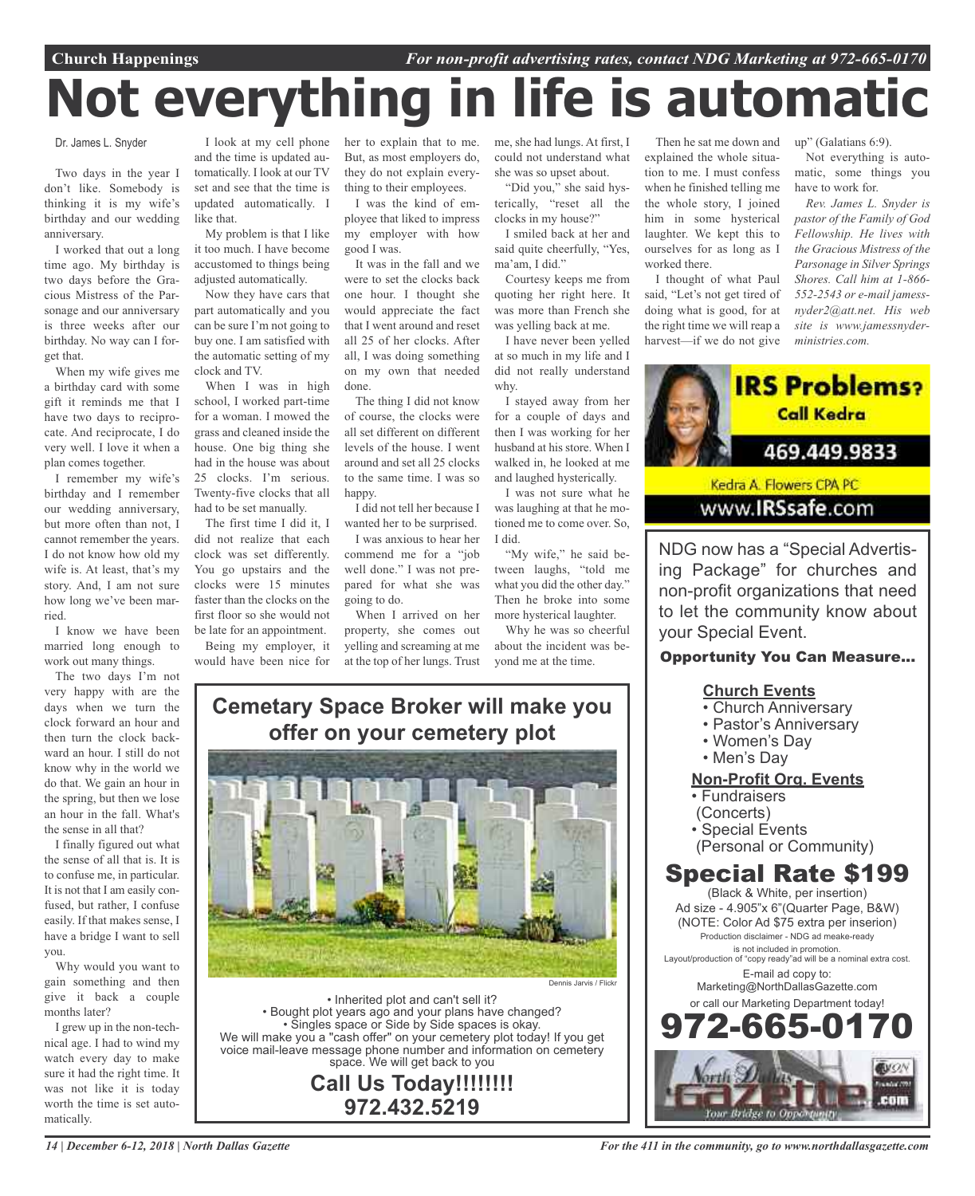# Not everything in life is automatic

Dr. James L. Snyder

Two days in the year I don't like. Somebody is thinking it is my wife's birthday and our wedding anniversary.

I worked that out a long time ago. My birthday is two days before the Gracious Mistress of the Parsonage and our anniversary is three weeks after our birthday. No way can I forget that.

When my wife gives me a birthday card with some gift it reminds me that I have two days to reciprocate. And reciprocate, I do very well. I love it when a plan comes together.

I remember my wife's birthday and I remember our wedding anniversary, but more often than not, I cannot remember the years. I do not know how old my wife is. At least, that's my story. And, I am not sure how long we've been married.

I know we have been married long enough to work out many things.

The two days I'm not very happy with are the days when we turn the clock forward an hour and then turn the clock backward an hour. I still do not know why in the world we do that. We gain an hour in the spring, but then we lose an hour in the fall. What's the sense in all that?

I finally figured out what the sense of all that is. It is to confuse me, in particular. It is not that I am easily confused, but rather, I confuse easily. If that makes sense, I have a bridge I want to sell you.

Why would you want to gain something and then give it back a couple months later?

I grew up in the non-technical age. I had to wind my watch every day to make sure it had the right time. It was not like it is today worth the time is set automatically.

I look at my cell phone and the time is updated automatically. I look at our TV set and see that the time is updated automatically. I like that.

My problem is that I like it too much. I have become accustomed to things being adjusted automatically.

Now they have cars that part automatically and you can be sure I'm not going to buy one. I am satisfied with the automatic setting of my clock and TV.

When I was in high school, I worked part-time for a woman. I mowed the grass and cleaned inside the house. One big thing she had in the house was about 25 clocks. I'm serious. Twenty-five clocks that all had to be set manually.

The first time I did it, I did not realize that each clock was set differently. You go upstairs and the clocks were 15 minutes faster than the clocks on the first floor so she would not be late for an appointment.

Being my employer, it would have been nice for her to explain that to me. But, as most employers do, they do not explain everything to their employees.

I was the kind of employee that liked to impress my employer with how good I was.

It was in the fall and we were to set the clocks back one hour. I thought she would appreciate the fact that I went around and reset all 25 of her clocks. After all, I was doing something on my own that needed done.

The thing I did not know of course, the clocks were all set different on different levels of the house. I went around and set all 25 clocks to the same time. I was so happy.

I did not tell her because I wanted her to be surprised.

I was anxious to hear her commend me for a "job well done." I was not prepared for what she was going to do.

When I arrived on her property, she comes out yelling and screaming at me at the top of her lungs. Trust me, she had lungs. At first, I could not understand what she was so upset about.

"Did you," she said hysterically, "reset all the clocks in my house?"

I smiled back at her and said quite cheerfully, "Yes, ma'am, I did."

Courtesy keeps me from quoting her right here. It was more than French she was yelling back at me.

I have never been yelled at so much in my life and I did not really understand why.

I stayed away from her for a couple of days and then I was working for her husband at his store. When I walked in, he looked at me and laughed hysterically.

I was not sure what he was laughing at that he motioned me to come over. So, I did.

"My wife," he said between laughs, "told me what you did the other day." Then he broke into some more hysterical laughter.

Why he was so cheerful about the incident was beyond me at the time.

Then he sat me down and explained the whole situation to me. I must confess when he finished telling me the whole story, I joined him in some hysterical laughter. We kept this to ourselves for as long as I worked there.

I thought of what Paul said, "Let's not get tired of doing what is good, for at the right time we will reap a harvest—if we do not give up" (Galatians 6:9).

Not everything is automatic, some things you have to work for.

*Rev. James L. Snyder is pastor of the Family of God Fellowship. He lives with the Gracious Mistress of the Parsonage in Silver Springs Shores. Call him at 1-866-552-2543 or e-mail jamessnyder2@att.net. His web site is www.jamessnyderministries.com.*

---

## Cemetary Space Broker will make you offer on your cemetery plot

Dennis Jarvis / Flickr

- Inherited plot and can't sell it?
- Bought plot years ago and your plans have changed?
- Singles space or Side by Side spaces is okay.

We will make you a "cash offer" on your cemetery plot today! If you get voice mail-leave message phone number and information on cemetery space. We will get back to you

**Call Us Today!!!!!!!!**
**972.432.5219**

---

**IRS Problems?**
**Call Kedra**
**469.449.9833**
Kedra A. Flowers CPA PC
www.IRSsafe.com

---

NDG now has a "Special Advertising Package" for churches and non-profit organizations that need to let the community know about your Special Event.

**Opportunity You Can Measure...**

**Church Events**
- Church Anniversary
- Pastor's Anniversary
- Women's Day
- Men's Day

**Non-Profit Org. Events**
- Fundraisers (Concerts)
- Special Events (Personal or Community)

## Special Rate $199

(Black & White, per insertion)
Ad size - 4.905"x 6"(Quarter Page, B&W)
(NOTE: Color Ad $75 extra per inserion)
Production disclaimer - NDG ad meake-ready is not included in promotion.
Layout/production of "copy ready"ad will be a nominal extra cost.
E-mail ad copy to:
Marketing@NorthDallasGazette.com
or call our Marketing Department today!

## 972-665-0170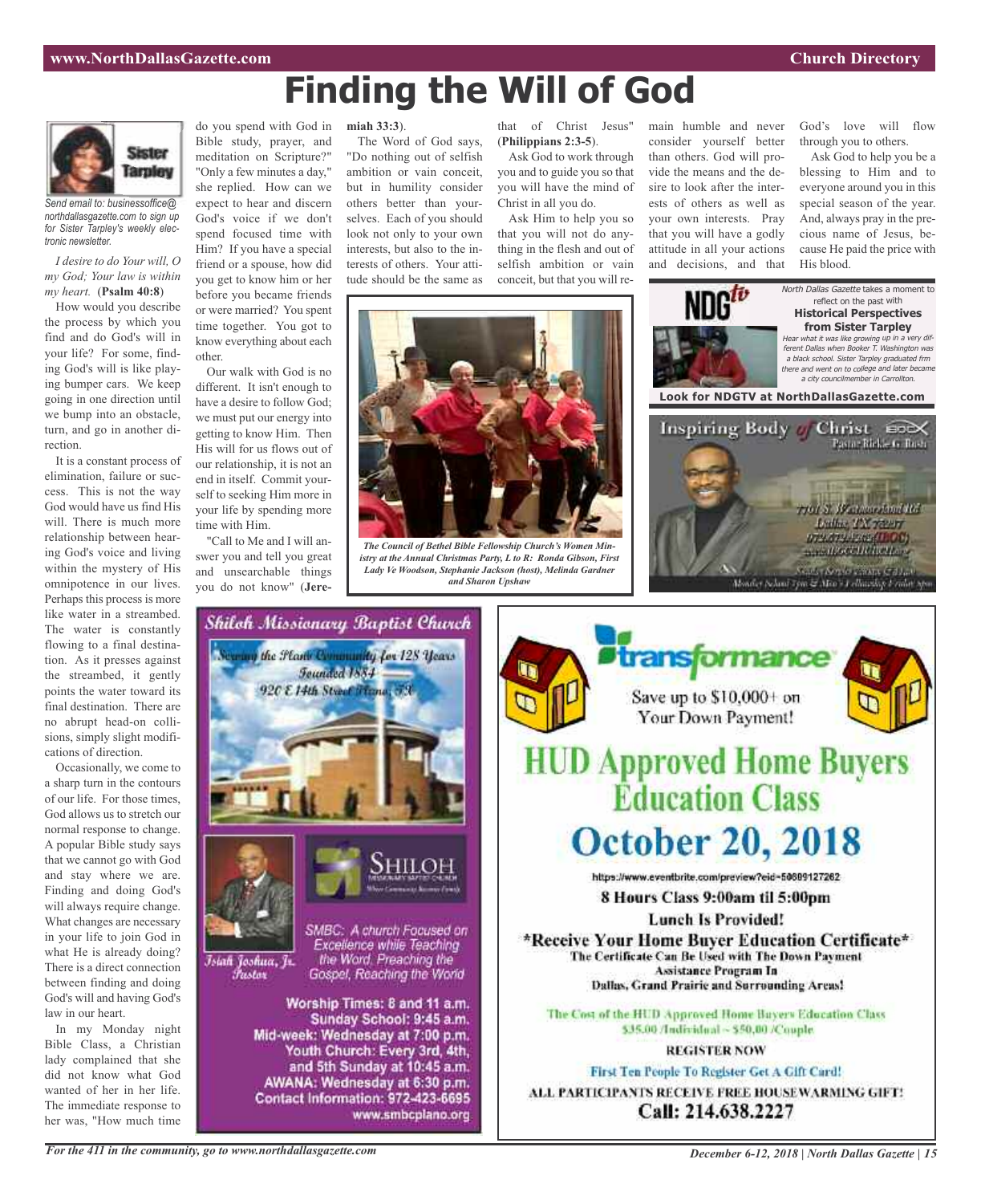# Finding the Will of God

Sister Tarpley

*Send email to: businessoffice@northdallasgazette.com to sign up for Sister Tarpley's weekly electronic newsletter.*

*I desire to do Your will, O my God; Your law is within my heart.* (**Psalm 40:8**)

How would you describe the process by which you find and do God's will in your life? For some, finding God's will is like playing bumper cars. We keep going in one direction until we bump into an obstacle, turn, and go in another direction.

It is a constant process of elimination, failure or success. This is not the way God would have us find His will. There is much more relationship between hearing God's voice and living within the mystery of His omnipotence in our lives. Perhaps this process is more like water in a streambed. The water is constantly flowing to a final destination. As it presses against the streambed, it gently points the water toward its final destination. There are no abrupt head-on collisions, simply slight modifications of direction.

Occasionally, we come to a sharp turn in the contours of our life. For those times, God allows us to stretch our normal response to change. A popular Bible study says that we cannot go with God and stay where we are. Finding and doing God's will always require change. What changes are necessary in your life to join God in what He is already doing? There is a direct connection between finding and doing God's will and having God's law in our heart.

In my Monday night Bible Class, a Christian lady complained that she did not know what God wanted of her in her life. The immediate response to her was, "How much time do you spend with God in Bible study, prayer, and meditation on Scripture?" "Only a few minutes a day," she replied. How can we expect to hear and discern God's voice if we don't spend focused time with Him? If you have a special friend or a spouse, how did you get to know him or her before you became friends or were married? You spent time together. You got to know everything about each other.

Our walk with God is no different. It isn't enough to have a desire to follow God; we must put our energy into getting to know Him. Then His will for us flows out of our relationship, it is not an end in itself. Commit yourself to seeking Him more in your life by spending more time with Him.

"Call to Me and I will answer you and tell you great and unsearchable things you do not know" (**Jeremiah 33:3**).

The Word of God says, "Do nothing out of selfish ambition or vain conceit, but in humility consider others better than yourselves. Each of you should look not only to your own interests, but also to the interests of others. Your attitude should be the same as that of Christ Jesus" (**Philippians 2:3-5**).

Ask God to work through you and to guide you so that you will have the mind of Christ in all you do.

Ask Him to help you so that you will not do anything in the flesh and out of selfish ambition or vain conceit, but that you will remain humble and never consider yourself better than others. God will provide the means and the desire to look after the interests of others as well as your own interests. Pray that you will have a godly attitude in all your actions and decisions, and that God's love will flow through you to others.

Ask God to help you be a blessing to Him and to everyone around you in this special season of the year. And, always pray in the precious name of Jesus, because He paid the price with His blood.

*The Council of Bethel Bible Fellowship Church's Women Ministry at the Annual Christmas Party, L to R: Ronda Gibson, First Lady Ve Woodson, Stephanie Jackson (host), Melinda Gardner and Sharon Upshaw*

NDGtv

*North Dallas Gazette* takes a moment to reflect on the past with **Historical Perspectives from Sister Tarpley**

*Hear what it was like growing up in a very different Dallas when Booker T. Washington was a black school. Sister Tarpley graduated frm there and went on to college and later became a city councilmember in Carrollton.*

**Look for NDGTV at NorthDallasGazette.com**

**Inspiring Body of Christ** — Pastor Rickie G. Rush

7701 S. Westmoreland Rd. Dallas, TX 75237

**Shiloh Missionary Baptist Church**

Serving the Plano Community for 128 Years
Founded 1884
920 E 14th Street Plano, TX

SHILOH

SMBC: A church Focused on Excellence while Teaching the Word, Preaching the Gospel, Reaching the World

Isiah Joshua, Jr. Pastor

**Worship Times: 8 and 11 a.m.**
**Sunday School: 9:45 a.m.**
**Mid-week: Wednesday at 7:00 p.m.**
**Youth Church: Every 3rd, 4th, and 5th Sunday at 10:45 a.m.**
**AWANA: Wednesday at 6:30 p.m.**
**Contact Information: 972-423-6695**
**www.smbcplano.org**

**transformance**

Save up to $10,000+ on Your Down Payment!

# HUD Approved Home Buyers Education Class

## October 20, 2018

https://www.eventbrite.com/preview?eid=50809127262

**8 Hours Class 9:00am til 5:00pm**

**Lunch Is Provided!**

**\*Receive Your Home Buyer Education Certificate\***

**The Certificate Can Be Used with The Down Payment Assistance Program In Dallas, Grand Prairie and Surrounding Areas!**

The Cost of the HUD Approved Home Buyers Education Class $35.00 /Individual – $50.00 /Couple

**REGISTER NOW**

First Ten People To Register Get A Gift Card!

**ALL PARTICIPANTS RECEIVE FREE HOUSEWARMING GIFT!**

**Call: 214.638.2227**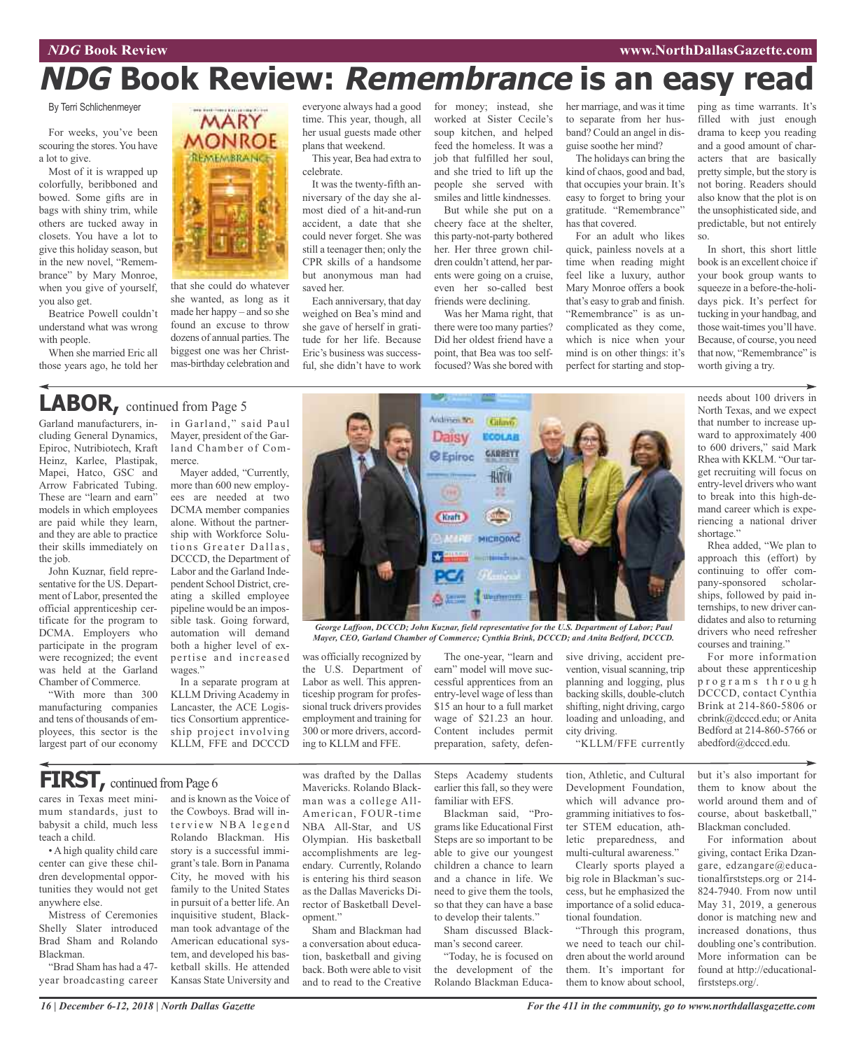# NDG Book Review: *Remembrance* is an easy read

By Terri Schlichenmeyer

For weeks, you've been scouring the stores. You have a lot to give.

Most of it is wrapped up colorfully, beribboned and bowed. Some gifts are in bags with shiny trim, while others are tucked away in closets. You have a lot to give this holiday season, but in the new novel, "Remembrance" by Mary Monroe, when you give of yourself, you also get.

Beatrice Powell couldn't understand what was wrong with people.

When she married Eric all those years ago, he told her that she could do whatever she wanted, as long as it made her happy – and so she found an excuse to throw dozens of annual parties. The biggest one was her Christmas-birthday celebration and everyone always had a good time. This year, though, all her usual guests made other plans that weekend.

This year, Bea had extra to celebrate.

It was the twenty-fifth anniversary of the day she almost died of a hit-and-run accident, a date that she could never forget. She was still a teenager then; only the CPR skills of a handsome but anonymous man had saved her.

Each anniversary, that day weighed on Bea's mind and she gave of herself in gratitude for her life. Because Eric's business was successful, she didn't have to work for money; instead, she worked at Sister Cecile's soup kitchen, and helped feed the homeless. It was a job that fulfilled her soul, and she tried to lift up the people she served with smiles and little kindnesses.

But while she put on a cheery face at the shelter, this party-not-party bothered her. Her three grown children couldn't attend, her parents were going on a cruise, even her so-called best friends were declining.

Was her Mama right, that there were too many parties? Did her oldest friend have a point, that Bea was too self-focused? Was she bored with her marriage, and was it time to separate from her husband? Could an angel in disguise soothe her mind?

The holidays can bring the kind of chaos, good and bad, that occupies your brain. It's easy to forget to bring your gratitude. "Remembrance" has that covered.

For an adult who likes quick, painless novels at a time when reading might feel like a luxury, author Mary Monroe offers a book that's easy to grab and finish. "Remembrance" is as uncomplicated as they come, which is nice when your mind is on other things: it's perfect for starting and stopping as time warrants. It's filled with just enough drama to keep you reading and a good amount of characters that are basically pretty simple, but the story is not boring. Readers should also know that the plot is on the unsophisticated side, and predictable, but not entirely so.

In short, this short little book is an excellent choice if your book group wants to squeeze in a before-the-holidays pick. It's perfect for tucking in your handbag, and those wait-times you'll have. Because, of course, you need that now, "Remembrance" is worth giving a try.

---

## LABOR, continued from Page 5

Garland manufacturers, including General Dynamics, Epiroc, Nutribiotech, Kraft Heinz, Karlee, Plastipak, Mapei, Hatco, GSC and Arrow Fabricated Tubing. These are "learn and earn" models in which employees are paid while they learn, and they are able to practice their skills immediately on the job.

John Kuznar, field representative for the US. Department of Labor, presented the official apprenticeship certificate for the program to DCMA. Employers who participate in the program were recognized; the event was held at the Garland Chamber of Commerce.

"With more than 300 manufacturing companies and tens of thousands of employees, this sector is the largest part of our economy in Garland," said Paul Mayer, president of the Garland Chamber of Commerce.

Mayer added, "Currently, more than 600 new employees are needed at two DCMA member companies alone. Without the partnership with Workforce Solutions Greater Dallas, DCCCD, the Department of Labor and the Garland Independent School District, creating a skilled employee pipeline would be an impossible task. Going forward, automation will demand both a higher level of expertise and increased wages."

In a separate program at KLLM Driving Academy in Lancaster, the ACE Logistics Consortium apprenticeship project involving KLLM, FFE and DCCCD was officially recognized by the U.S. Department of Labor as well. This apprenticeship program for professional truck drivers provides employment and training for 300 or more drivers, according to KLLM and FFE.

*George Laffoon, DCCCD; John Kuznar, field representative for the U.S. Department of Labor; Paul Mayer, CEO, Garland Chamber of Commerce; Cynthia Brink, DCCCD; and Anita Bedford, DCCCD.*

The one-year, "learn and earn" model will move successful apprentices from an entry-level wage of less than $15 an hour to a full market wage of $21.23 an hour. Content includes permit preparation, safety, defensive driving, accident prevention, visual scanning, trip planning and logging, plus backing skills, double-clutch shifting, night driving, cargo loading and unloading, and city driving.

"KLLM/FFE currently needs about 100 drivers in North Texas, and we expect that number to increase upward to approximately 400 to 600 drivers," said Mark Rhea with KKLM. "Our target recruiting will focus on entry-level drivers who want to break into this high-demand career which is experiencing a national driver shortage."

Rhea added, "We plan to approach this (effort) by continuing to offer company-sponsored scholarships, followed by paid internships, to new driver candidates and also to returning drivers who need refresher courses and training."

For more information about these apprenticeship programs through DCCCD, contact Cynthia Brink at 214-860-5806 or cbrink@dcccd.edu; or Anita Bedford at 214-860-5766 or abedford@dcccd.edu.

---

## FIRST, continued from Page 6

cares in Texas meet minimum standards, just to babysit a child, much less teach a child.

• A high quality child care center can give these children developmental opportunities they would not get anywhere else.

Mistress of Ceremonies Shelly Slater introduced Brad Sham and Rolando Blackman.

"Brad Sham has had a 47-year broadcasting career and is known as the Voice of the Cowboys. Brad will interview NBA legend Rolando Blackman. His story is a successful immigrant's tale. Born in Panama City, he moved with his family to the United States in pursuit of a better life. An inquisitive student, Blackman took advantage of the American educational system, and developed his basketball skills. He attended Kansas State University and was drafted by the Dallas Mavericks. Rolando Blackman was a college All-American, FOUR-time NBA All-Star, and US Olympian. His basketball accomplishments are legendary. Currently, Rolando is entering his third season as the Dallas Mavericks Director of Basketball Development."

Sham and Blackman had a conversation about education, basketball and giving back. Both were able to visit and to read to the Creative Steps Academy students earlier this fall, so they were familiar with EFS.

Blackman said, "Programs like Educational First Steps are so important to be able to give our youngest children a chance to learn and a chance in life. We need to give them the tools, so that they can have a base to develop their talents."

Sham discussed Blackman's second career.

"Today, he is focused on the development of the Rolando Blackman Education, Athletic, and Cultural Development Foundation, which will advance programming initiatives to foster STEM education, athletic preparedness, and multi-cultural awareness."

Clearly sports played a big role in Blackman's success, but he emphasized the importance of a solid educational foundation.

"Through this program, we need to teach our children about the world around them. It's important for them to know about school, but it's also important for them to know about the world around them and of course, about basketball," Blackman concluded.

For information about giving, contact Erika Dzangare, edzangare@educationalfirststeps.org or 214-824-7940. From now until May 31, 2019, a generous donor is matching new and increased donations, thus doubling one's contribution. More information can be found at http://educationalfirststeps.org/.